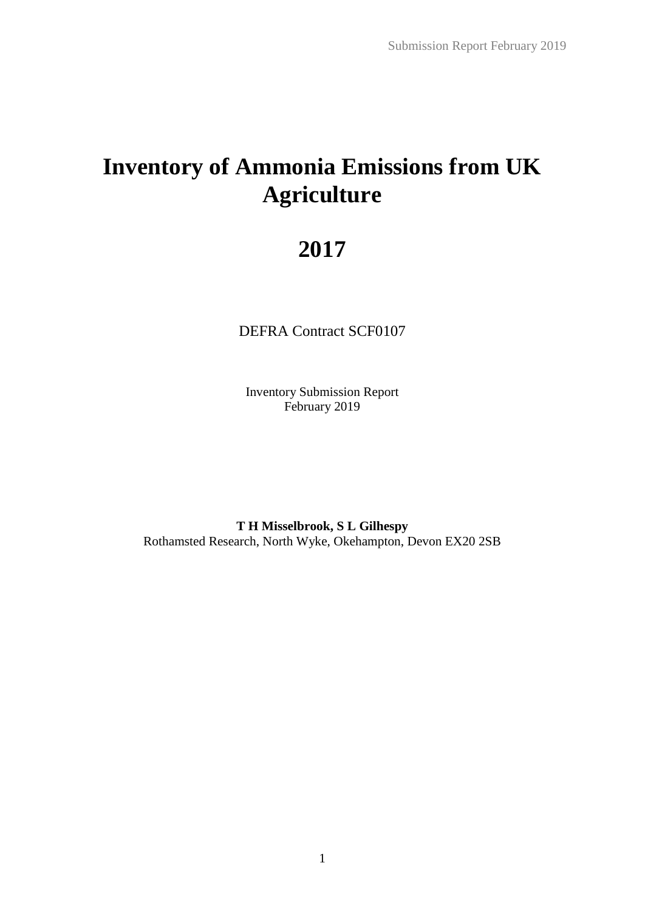# Inventory of Ammonia Emissions from UK Agriculture

# 2017

DEFRA Contract SCF0107

Inventory Submission Report
February 2019

**T H Misselbrook, S L Gilhespy**
Rothamsted Research, North Wyke, Okehampton, Devon EX20 2SB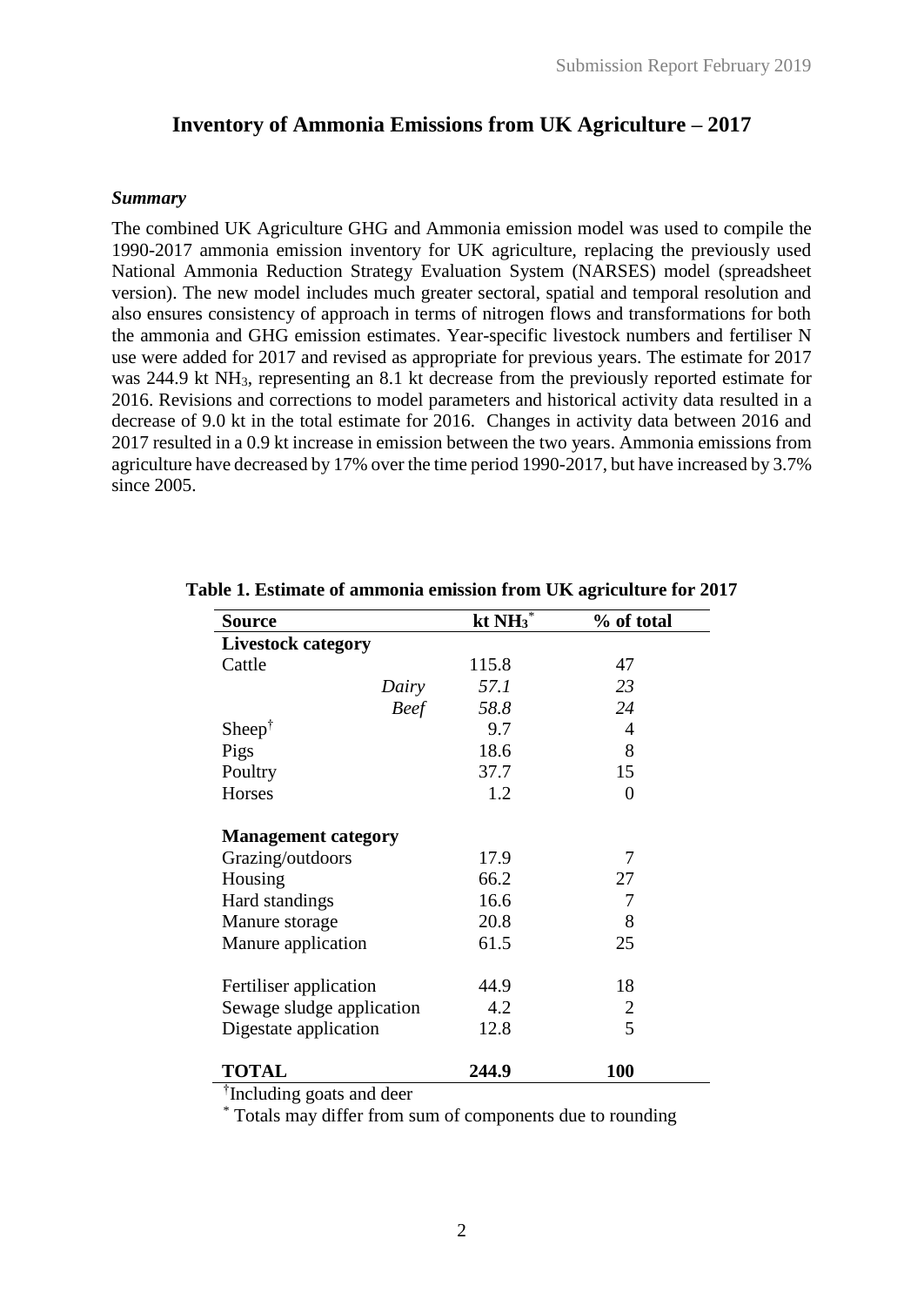# Inventory of Ammonia Emissions from UK Agriculture – 2017

***Summary***

The combined UK Agriculture GHG and Ammonia emission model was used to compile the 1990-2017 ammonia emission inventory for UK agriculture, replacing the previously used National Ammonia Reduction Strategy Evaluation System (NARSES) model (spreadsheet version). The new model includes much greater sectoral, spatial and temporal resolution and also ensures consistency of approach in terms of nitrogen flows and transformations for both the ammonia and GHG emission estimates. Year-specific livestock numbers and fertiliser N use were added for 2017 and revised as appropriate for previous years. The estimate for 2017 was 244.9 kt $NH_3$, representing an 8.1 kt decrease from the previously reported estimate for 2016. Revisions and corrections to model parameters and historical activity data resulted in a decrease of 9.0 kt in the total estimate for 2016. Changes in activity data between 2016 and 2017 resulted in a 0.9 kt increase in emission between the two years. Ammonia emissions from agriculture have decreased by 17% over the time period 1990-2017, but have increased by 3.7% since 2005.

**Table 1. Estimate of ammonia emission from UK agriculture for 2017**

| Source | kt $NH_3$* | % of total |
|---|---|---|
| **Livestock category** | | |
| Cattle | 115.8 | 47 |
| *Dairy* | *57.1* | *23* |
| *Beef* | *58.8* | *24* |
| Sheep† | 9.7 | 4 |
| Pigs | 18.6 | 8 |
| Poultry | 37.7 | 15 |
| Horses | 1.2 | 0 |
| | | |
| **Management category** | | |
| Grazing/outdoors | 17.9 | 7 |
| Housing | 66.2 | 27 |
| Hard standings | 16.6 | 7 |
| Manure storage | 20.8 | 8 |
| Manure application | 61.5 | 25 |
| | | |
| Fertiliser application | 44.9 | 18 |
| Sewage sludge application | 4.2 | 2 |
| Digestate application | 12.8 | 5 |
| | | |
| **TOTAL** | **244.9** | **100** |

†Including goats and deer

\* Totals may differ from sum of components due to rounding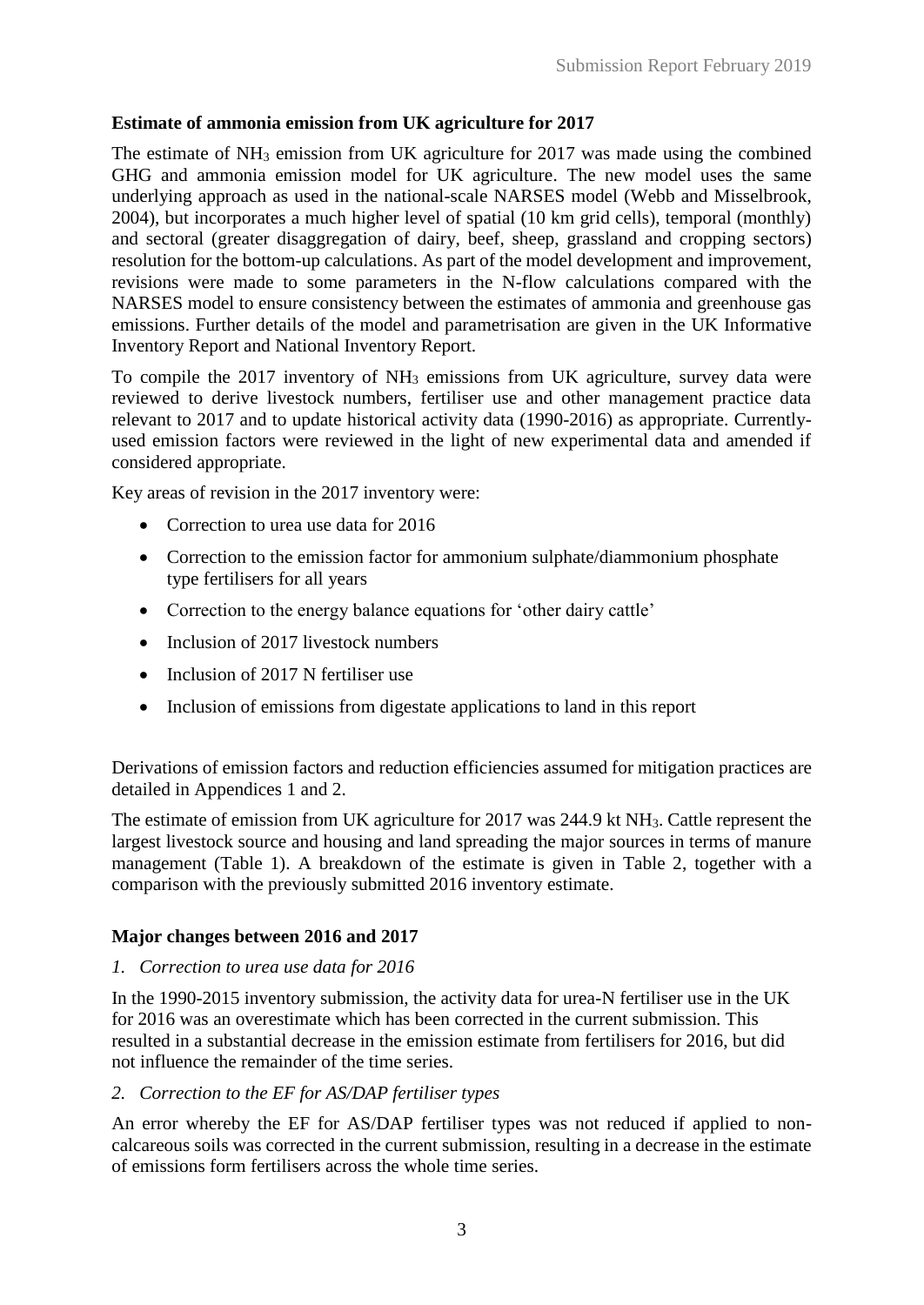**Estimate of ammonia emission from UK agriculture for 2017**

The estimate of $NH_3$ emission from UK agriculture for 2017 was made using the combined GHG and ammonia emission model for UK agriculture. The new model uses the same underlying approach as used in the national-scale NARSES model (Webb and Misselbrook, 2004), but incorporates a much higher level of spatial (10 km grid cells), temporal (monthly) and sectoral (greater disaggregation of dairy, beef, sheep, grassland and cropping sectors) resolution for the bottom-up calculations. As part of the model development and improvement, revisions were made to some parameters in the N-flow calculations compared with the NARSES model to ensure consistency between the estimates of ammonia and greenhouse gas emissions. Further details of the model and parametrisation are given in the UK Informative Inventory Report and National Inventory Report.

To compile the 2017 inventory of $NH_3$ emissions from UK agriculture, survey data were reviewed to derive livestock numbers, fertiliser use and other management practice data relevant to 2017 and to update historical activity data (1990-2016) as appropriate. Currently-used emission factors were reviewed in the light of new experimental data and amended if considered appropriate.

Key areas of revision in the 2017 inventory were:

- Correction to urea use data for 2016
- Correction to the emission factor for ammonium sulphate/diammonium phosphate type fertilisers for all years
- Correction to the energy balance equations for 'other dairy cattle'
- Inclusion of 2017 livestock numbers
- Inclusion of 2017 N fertiliser use
- Inclusion of emissions from digestate applications to land in this report

Derivations of emission factors and reduction efficiencies assumed for mitigation practices are detailed in Appendices 1 and 2.

The estimate of emission from UK agriculture for 2017 was 244.9 kt $NH_3$. Cattle represent the largest livestock source and housing and land spreading the major sources in terms of manure management (Table 1). A breakdown of the estimate is given in Table 2, together with a comparison with the previously submitted 2016 inventory estimate.

**Major changes between 2016 and 2017**

*1. Correction to urea use data for 2016*

In the 1990-2015 inventory submission, the activity data for urea-N fertiliser use in the UK for 2016 was an overestimate which has been corrected in the current submission. This resulted in a substantial decrease in the emission estimate from fertilisers for 2016, but did not influence the remainder of the time series.

*2. Correction to the EF for AS/DAP fertiliser types*

An error whereby the EF for AS/DAP fertiliser types was not reduced if applied to non-calcareous soils was corrected in the current submission, resulting in a decrease in the estimate of emissions form fertilisers across the whole time series.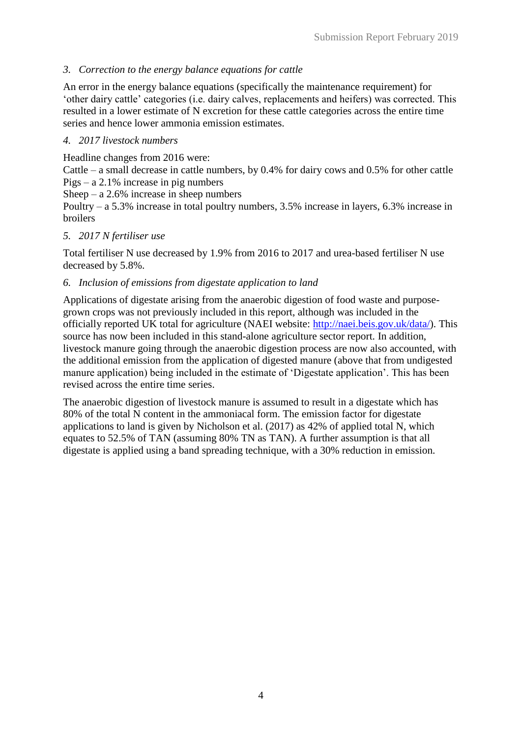*3. Correction to the energy balance equations for cattle*

An error in the energy balance equations (specifically the maintenance requirement) for 'other dairy cattle' categories (i.e. dairy calves, replacements and heifers) was corrected. This resulted in a lower estimate of N excretion for these cattle categories across the entire time series and hence lower ammonia emission estimates.

*4. 2017 livestock numbers*

Headline changes from 2016 were:
Cattle – a small decrease in cattle numbers, by 0.4% for dairy cows and 0.5% for other cattle
Pigs – a 2.1% increase in pig numbers
Sheep – a 2.6% increase in sheep numbers
Poultry – a 5.3% increase in total poultry numbers, 3.5% increase in layers, 6.3% increase in broilers

*5. 2017 N fertiliser use*

Total fertiliser N use decreased by 1.9% from 2016 to 2017 and urea-based fertiliser N use decreased by 5.8%.

*6. Inclusion of emissions from digestate application to land*

Applications of digestate arising from the anaerobic digestion of food waste and purpose-grown crops was not previously included in this report, although was included in the officially reported UK total for agriculture (NAEI website: [http://naei.beis.gov.uk/data/](http://naei.beis.gov.uk/data/)). This source has now been included in this stand-alone agriculture sector report. In addition, livestock manure going through the anaerobic digestion process are now also accounted, with the additional emission from the application of digested manure (above that from undigested manure application) being included in the estimate of 'Digestate application'. This has been revised across the entire time series.

The anaerobic digestion of livestock manure is assumed to result in a digestate which has 80% of the total N content in the ammoniacal form. The emission factor for digestate applications to land is given by Nicholson et al. (2017) as 42% of applied total N, which equates to 52.5% of TAN (assuming 80% TN as TAN). A further assumption is that all digestate is applied using a band spreading technique, with a 30% reduction in emission.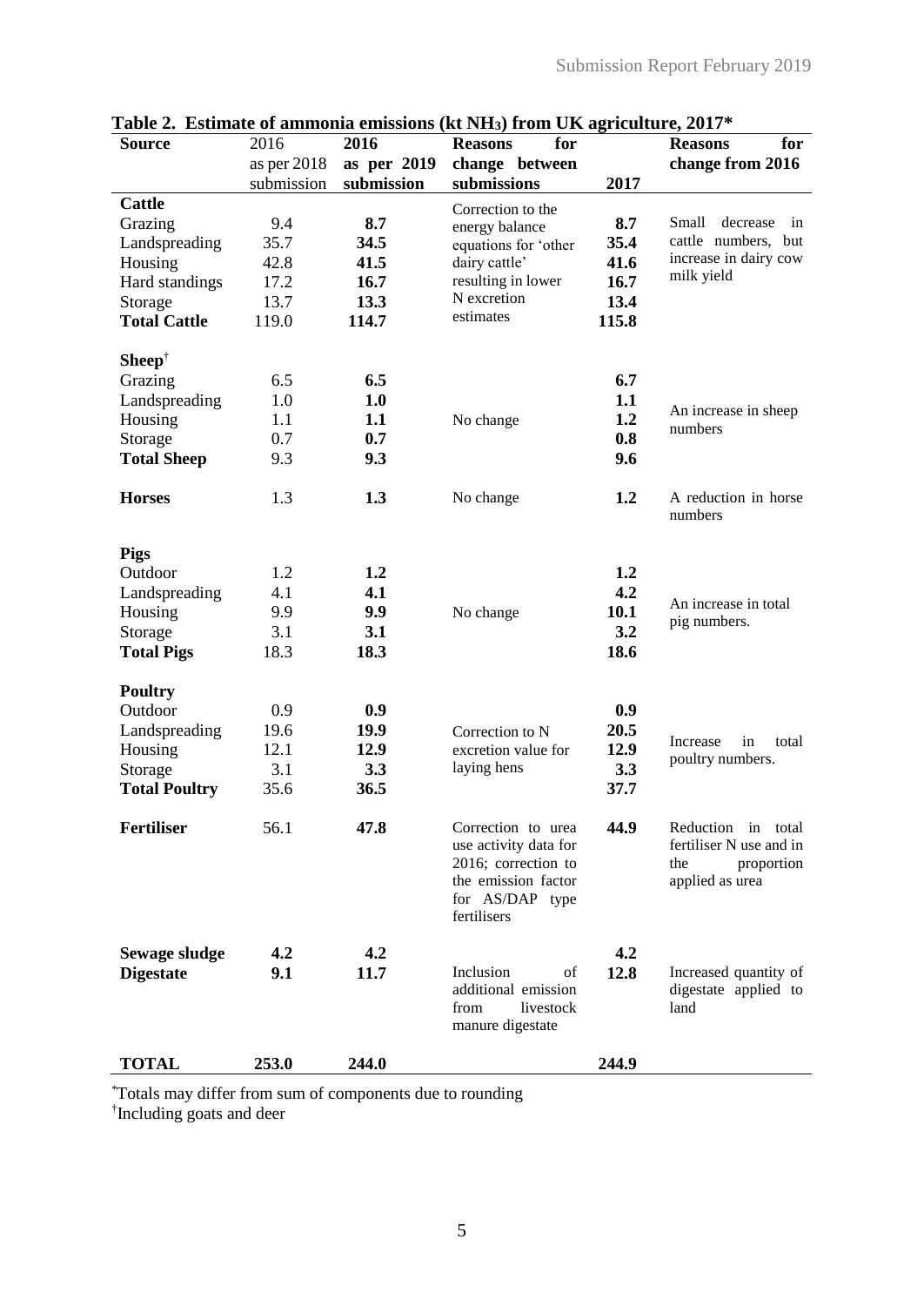**Table 2. Estimate of ammonia emissions (kt $NH_3$) from UK agriculture, 2017***

| Source | 2016 as per 2018 submission | **2016 as per 2019 submission** | **Reasons for change between submissions** | **2017** | **Reasons for change from 2016** |
|---|---|---|---|---|---|
| **Cattle** | | | | | |
| Grazing | 9.4 | **8.7** | Correction to the energy balance equations for 'other dairy cattle' resulting in lower N excretion estimates | **8.7** | Small decrease in cattle numbers, but increase in dairy cow milk yield |
| Landspreading | 35.7 | **34.5** | | **35.4** | |
| Housing | 42.8 | **41.5** | | **41.6** | |
| Hard standings | 17.2 | **16.7** | | **16.7** | |
| Storage | 13.7 | **13.3** | | **13.4** | |
| **Total Cattle** | 119.0 | **114.7** | | **115.8** | |
| **Sheep**[†] | | | | | |
| Grazing | 6.5 | **6.5** | No change | **6.7** | An increase in sheep numbers |
| Landspreading | 1.0 | **1.0** | | **1.1** | |
| Housing | 1.1 | **1.1** | | **1.2** | |
| Storage | 0.7 | **0.7** | | **0.8** | |
| **Total Sheep** | 9.3 | **9.3** | | **9.6** | |
| **Horses** | 1.3 | **1.3** | No change | **1.2** | A reduction in horse numbers |
| **Pigs** | | | | | |
| Outdoor | 1.2 | **1.2** | No change | **1.2** | An increase in total pig numbers. |
| Landspreading | 4.1 | **4.1** | | **4.2** | |
| Housing | 9.9 | **9.9** | | **10.1** | |
| Storage | 3.1 | **3.1** | | **3.2** | |
| **Total Pigs** | 18.3 | **18.3** | | **18.6** | |
| **Poultry** | | | | | |
| Outdoor | 0.9 | **0.9** | Correction to N excretion value for laying hens | **0.9** | Increase in total poultry numbers. |
| Landspreading | 19.6 | **19.9** | | **20.5** | |
| Housing | 12.1 | **12.9** | | **12.9** | |
| Storage | 3.1 | **3.3** | | **3.3** | |
| **Total Poultry** | 35.6 | **36.5** | | **37.7** | |
| **Fertiliser** | 56.1 | **47.8** | Correction to urea use activity data for 2016; correction to the emission factor for AS/DAP type fertilisers | **44.9** | Reduction in total fertiliser N use and in the proportion applied as urea |
| **Sewage sludge** | **4.2** | **4.2** | | **4.2** | |
| **Digestate** | **9.1** | **11.7** | Inclusion of additional emission from livestock manure digestate | **12.8** | Increased quantity of digestate applied to land |
| **TOTAL** | **253.0** | **244.0** | | **244.9** | |

*Totals may differ from sum of components due to rounding
†Including goats and deer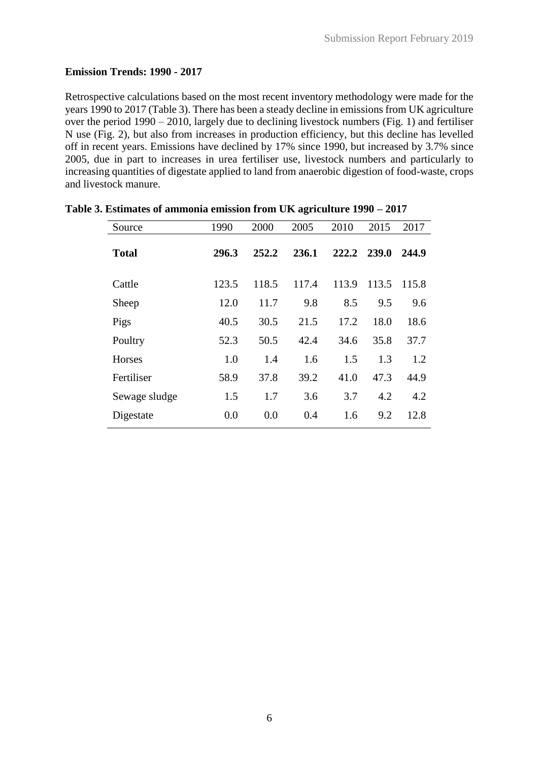**Emission Trends: 1990 - 2017**

Retrospective calculations based on the most recent inventory methodology were made for the years 1990 to 2017 (Table 3). There has been a steady decline in emissions from UK agriculture over the period 1990 – 2010, largely due to declining livestock numbers (Fig. 1) and fertiliser N use (Fig. 2), but also from increases in production efficiency, but this decline has levelled off in recent years. Emissions have declined by 17% since 1990, but increased by 3.7% since 2005, due in part to increases in urea fertiliser use, livestock numbers and particularly to increasing quantities of digestate applied to land from anaerobic digestion of food-waste, crops and livestock manure.

**Table 3. Estimates of ammonia emission from UK agriculture 1990 – 2017**

| Source | 1990 | 2000 | 2005 | 2010 | 2015 | 2017 |
|---|---|---|---|---|---|---|
| **Total** | **296.3** | **252.2** | **236.1** | **222.2** | **239.0** | **244.9** |
| Cattle | 123.5 | 118.5 | 117.4 | 113.9 | 113.5 | 115.8 |
| Sheep | 12.0 | 11.7 | 9.8 | 8.5 | 9.5 | 9.6 |
| Pigs | 40.5 | 30.5 | 21.5 | 17.2 | 18.0 | 18.6 |
| Poultry | 52.3 | 50.5 | 42.4 | 34.6 | 35.8 | 37.7 |
| Horses | 1.0 | 1.4 | 1.6 | 1.5 | 1.3 | 1.2 |
| Fertiliser | 58.9 | 37.8 | 39.2 | 41.0 | 47.3 | 44.9 |
| Sewage sludge | 1.5 | 1.7 | 3.6 | 3.7 | 4.2 | 4.2 |
| Digestate | 0.0 | 0.0 | 0.4 | 1.6 | 9.2 | 12.8 |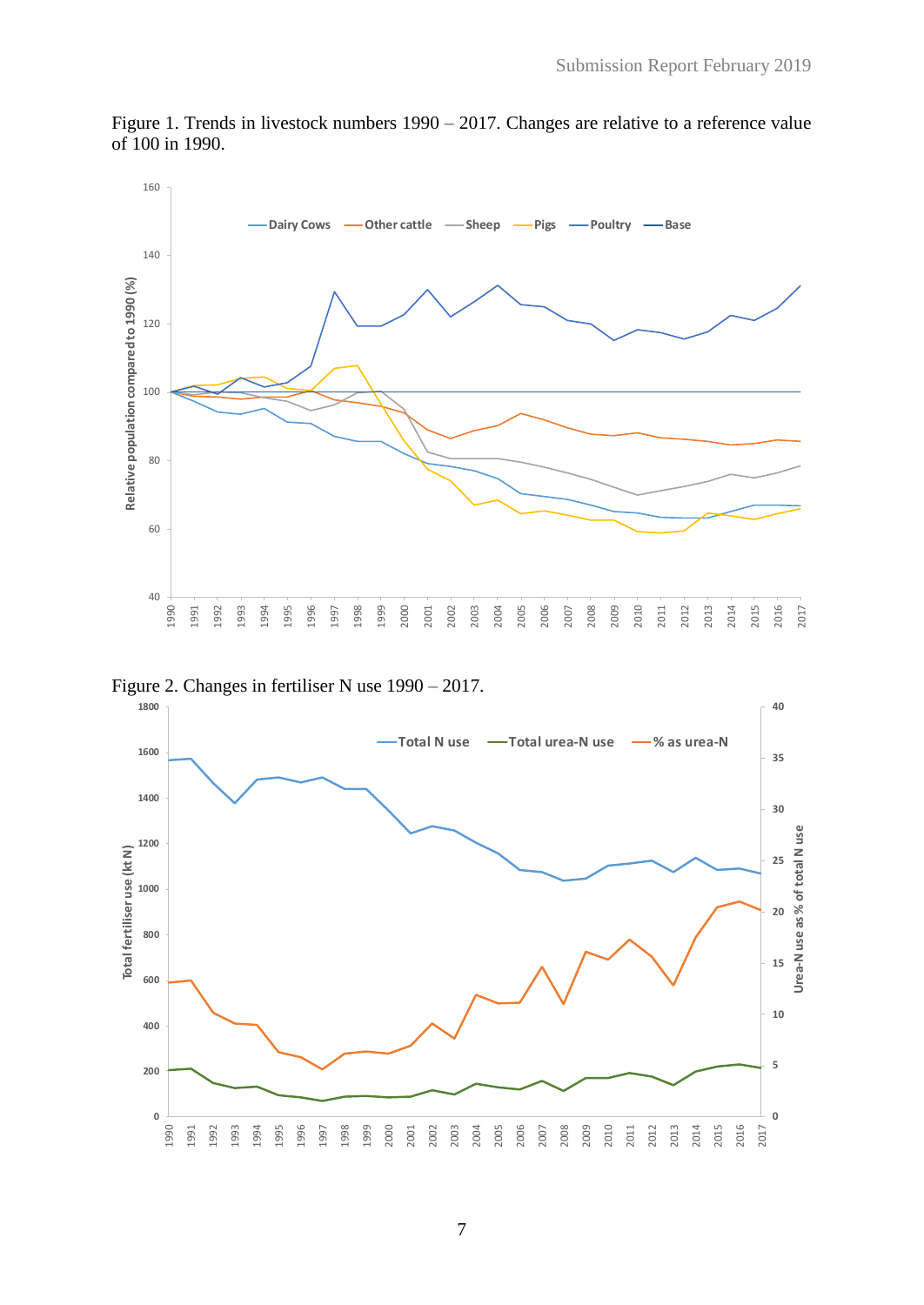Figure 1. Trends in livestock numbers 1990 – 2017. Changes are relative to a reference value of 100 in 1990.

Figure 2. Changes in fertiliser N use 1990 – 2017.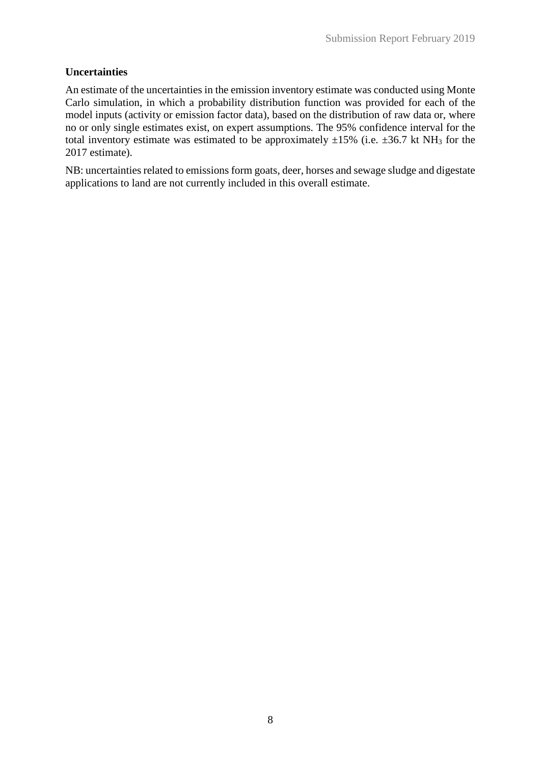**Uncertainties**

An estimate of the uncertainties in the emission inventory estimate was conducted using Monte Carlo simulation, in which a probability distribution function was provided for each of the model inputs (activity or emission factor data), based on the distribution of raw data or, where no or only single estimates exist, on expert assumptions. The 95% confidence interval for the total inventory estimate was estimated to be approximately ±15% (i.e. ±36.7 kt $NH_3$ for the 2017 estimate).

NB: uncertainties related to emissions form goats, deer, horses and sewage sludge and digestate applications to land are not currently included in this overall estimate.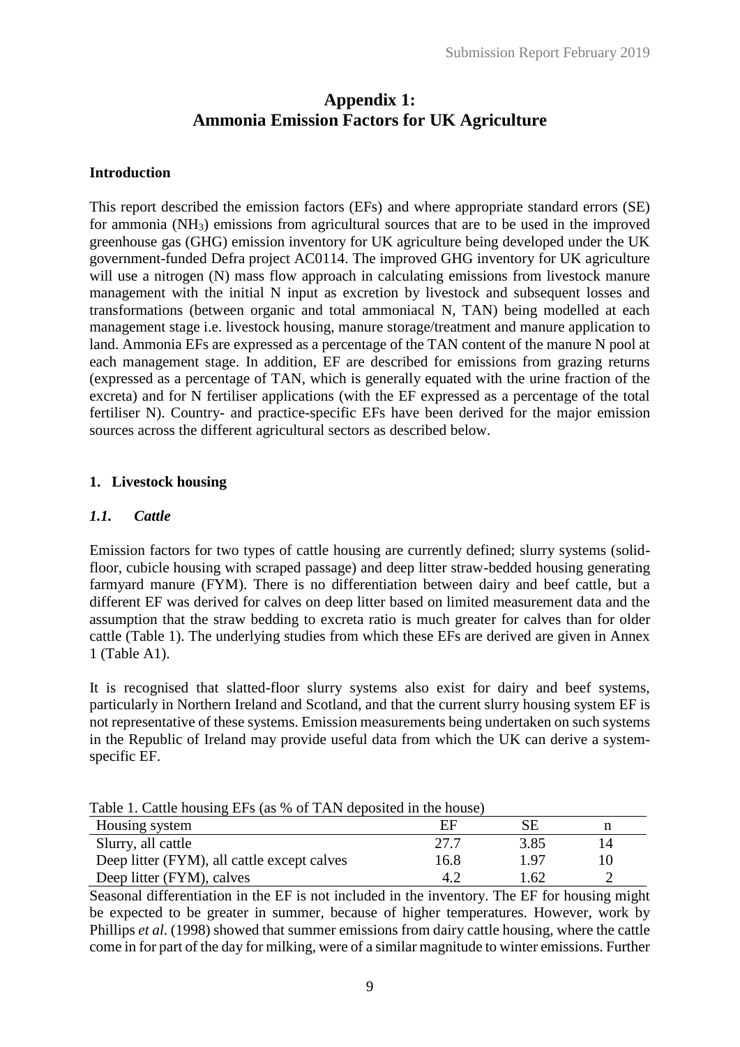# Appendix 1:
# Ammonia Emission Factors for UK Agriculture

## Introduction

This report described the emission factors (EFs) and where appropriate standard errors (SE) for ammonia ($NH_3$) emissions from agricultural sources that are to be used in the improved greenhouse gas (GHG) emission inventory for UK agriculture being developed under the UK government-funded Defra project AC0114. The improved GHG inventory for UK agriculture will use a nitrogen (N) mass flow approach in calculating emissions from livestock manure management with the initial N input as excretion by livestock and subsequent losses and transformations (between organic and total ammoniacal N, TAN) being modelled at each management stage i.e. livestock housing, manure storage/treatment and manure application to land. Ammonia EFs are expressed as a percentage of the TAN content of the manure N pool at each management stage. In addition, EF are described for emissions from grazing returns (expressed as a percentage of TAN, which is generally equated with the urine fraction of the excreta) and for N fertiliser applications (with the EF expressed as a percentage of the total fertiliser N). Country- and practice-specific EFs have been derived for the major emission sources across the different agricultural sectors as described below.

## 1. Livestock housing

### *1.1. Cattle*

Emission factors for two types of cattle housing are currently defined; slurry systems (solid-floor, cubicle housing with scraped passage) and deep litter straw-bedded housing generating farmyard manure (FYM). There is no differentiation between dairy and beef cattle, but a different EF was derived for calves on deep litter based on limited measurement data and the assumption that the straw bedding to excreta ratio is much greater for calves than for older cattle (Table 1). The underlying studies from which these EFs are derived are given in Annex 1 (Table A1).

It is recognised that slatted-floor slurry systems also exist for dairy and beef systems, particularly in Northern Ireland and Scotland, and that the current slurry housing system EF is not representative of these systems. Emission measurements being undertaken on such systems in the Republic of Ireland may provide useful data from which the UK can derive a system-specific EF.

Table 1. Cattle housing EFs (as % of TAN deposited in the house)

| Housing system | EF | SE | n |
|---|---|---|---|
| Slurry, all cattle | 27.7 | 3.85 | 14 |
| Deep litter (FYM), all cattle except calves | 16.8 | 1.97 | 10 |
| Deep litter (FYM), calves | 4.2 | 1.62 | 2 |

Seasonal differentiation in the EF is not included in the inventory. The EF for housing might be expected to be greater in summer, because of higher temperatures. However, work by Phillips *et al*. (1998) showed that summer emissions from dairy cattle housing, where the cattle come in for part of the day for milking, were of a similar magnitude to winter emissions. Further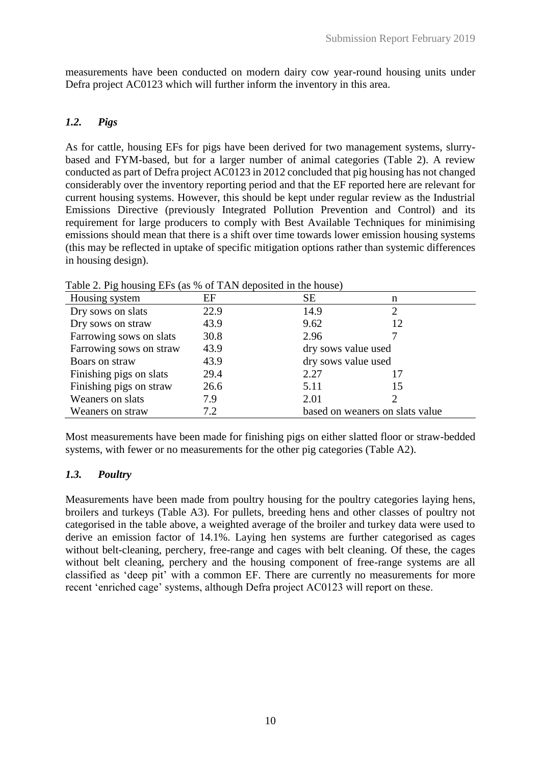measurements have been conducted on modern dairy cow year-round housing units under Defra project AC0123 which will further inform the inventory in this area.

### *1.2. Pigs*

As for cattle, housing EFs for pigs have been derived for two management systems, slurry-based and FYM-based, but for a larger number of animal categories (Table 2). A review conducted as part of Defra project AC0123 in 2012 concluded that pig housing has not changed considerably over the inventory reporting period and that the EF reported here are relevant for current housing systems. However, this should be kept under regular review as the Industrial Emissions Directive (previously Integrated Pollution Prevention and Control) and its requirement for large producers to comply with Best Available Techniques for minimising emissions should mean that there is a shift over time towards lower emission housing systems (this may be reflected in uptake of specific mitigation options rather than systemic differences in housing design).

Table 2. Pig housing EFs (as % of TAN deposited in the house)

| Housing system | EF | SE | n |
|---|---|---|---|
| Dry sows on slats | 22.9 | 14.9 | 2 |
| Dry sows on straw | 43.9 | 9.62 | 12 |
| Farrowing sows on slats | 30.8 | 2.96 | 7 |
| Farrowing sows on straw | 43.9 | dry sows value used | |
| Boars on straw | 43.9 | dry sows value used | |
| Finishing pigs on slats | 29.4 | 2.27 | 17 |
| Finishing pigs on straw | 26.6 | 5.11 | 15 |
| Weaners on slats | 7.9 | 2.01 | 2 |
| Weaners on straw | 7.2 | based on weaners on slats value | |

Most measurements have been made for finishing pigs on either slatted floor or straw-bedded systems, with fewer or no measurements for the other pig categories (Table A2).

### *1.3. Poultry*

Measurements have been made from poultry housing for the poultry categories laying hens, broilers and turkeys (Table A3). For pullets, breeding hens and other classes of poultry not categorised in the table above, a weighted average of the broiler and turkey data were used to derive an emission factor of 14.1%. Laying hen systems are further categorised as cages without belt-cleaning, perchery, free-range and cages with belt cleaning. Of these, the cages without belt cleaning, perchery and the housing component of free-range systems are all classified as 'deep pit' with a common EF. There are currently no measurements for more recent 'enriched cage' systems, although Defra project AC0123 will report on these.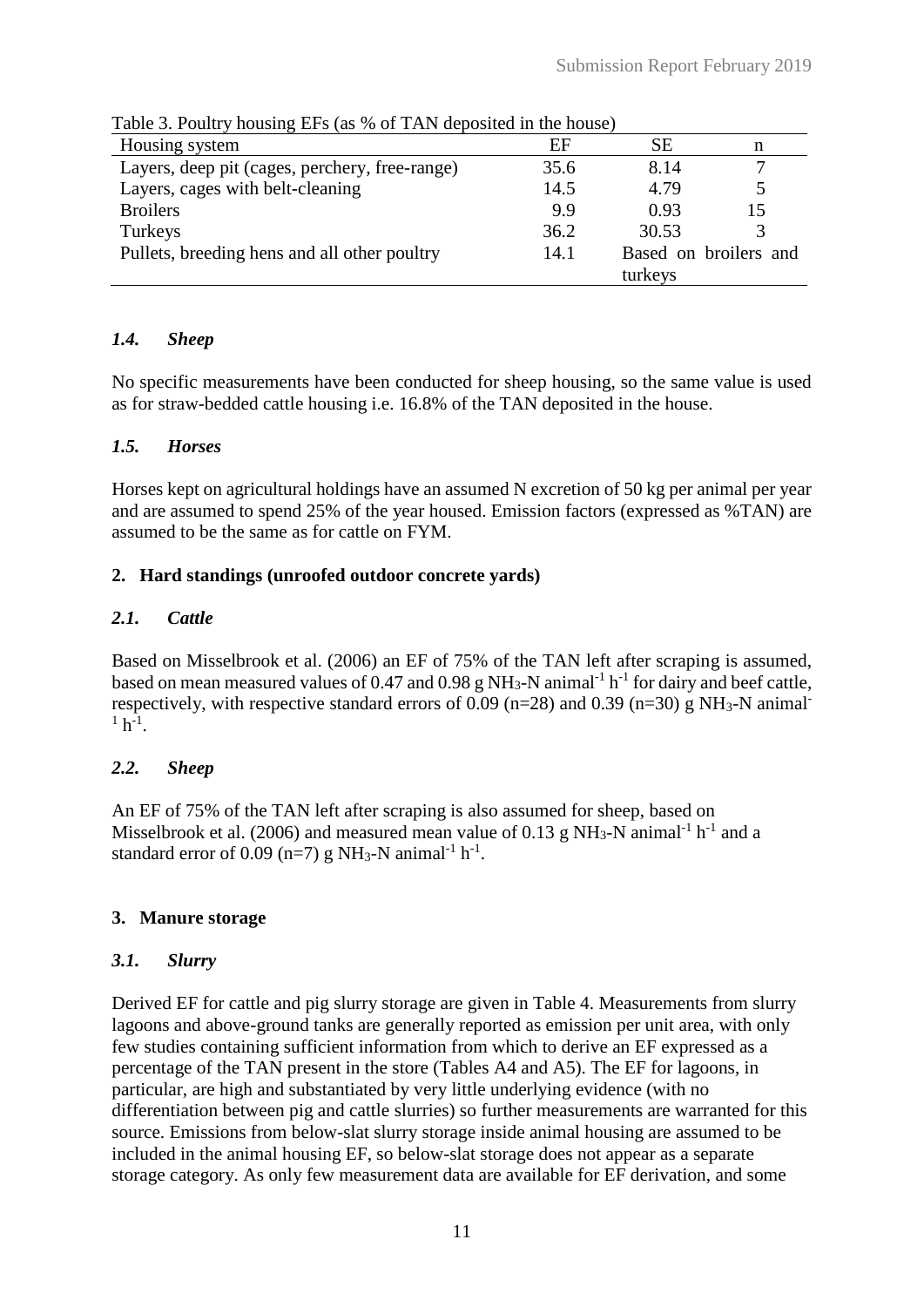Table 3. Poultry housing EFs (as % of TAN deposited in the house)

| Housing system | EF | SE | n |
|---|---|---|---|
| Layers, deep pit (cages, perchery, free-range) | 35.6 | 8.14 | 7 |
| Layers, cages with belt-cleaning | 14.5 | 4.79 | 5 |
| Broilers | 9.9 | 0.93 | 15 |
| Turkeys | 36.2 | 30.53 | 3 |
| Pullets, breeding hens and all other poultry | 14.1 | Based on broilers and turkeys | |

### *1.4. Sheep*

No specific measurements have been conducted for sheep housing, so the same value is used as for straw-bedded cattle housing i.e. 16.8% of the TAN deposited in the house.

### *1.5. Horses*

Horses kept on agricultural holdings have an assumed N excretion of 50 kg per animal per year and are assumed to spend 25% of the year housed. Emission factors (expressed as %TAN) are assumed to be the same as for cattle on FYM.

## 2. Hard standings (unroofed outdoor concrete yards)

### *2.1. Cattle*

Based on Misselbrook et al. (2006) an EF of 75% of the TAN left after scraping is assumed, based on mean measured values of 0.47 and 0.98 g $NH_3$-N animal$^{-1}$ h$^{-1}$ for dairy and beef cattle, respectively, with respective standard errors of 0.09 (n=28) and 0.39 (n=30) g $NH_3$-N animal$^{-1}$ h$^{-1}$.

### *2.2. Sheep*

An EF of 75% of the TAN left after scraping is also assumed for sheep, based on Misselbrook et al. (2006) and measured mean value of 0.13 g $NH_3$-N animal$^{-1}$ h$^{-1}$ and a standard error of 0.09 (n=7) g $NH_3$-N animal$^{-1}$ h$^{-1}$.

## 3. Manure storage

### *3.1. Slurry*

Derived EF for cattle and pig slurry storage are given in Table 4. Measurements from slurry lagoons and above-ground tanks are generally reported as emission per unit area, with only few studies containing sufficient information from which to derive an EF expressed as a percentage of the TAN present in the store (Tables A4 and A5). The EF for lagoons, in particular, are high and substantiated by very little underlying evidence (with no differentiation between pig and cattle slurries) so further measurements are warranted for this source. Emissions from below-slat slurry storage inside animal housing are assumed to be included in the animal housing EF, so below-slat storage does not appear as a separate storage category. As only few measurement data are available for EF derivation, and some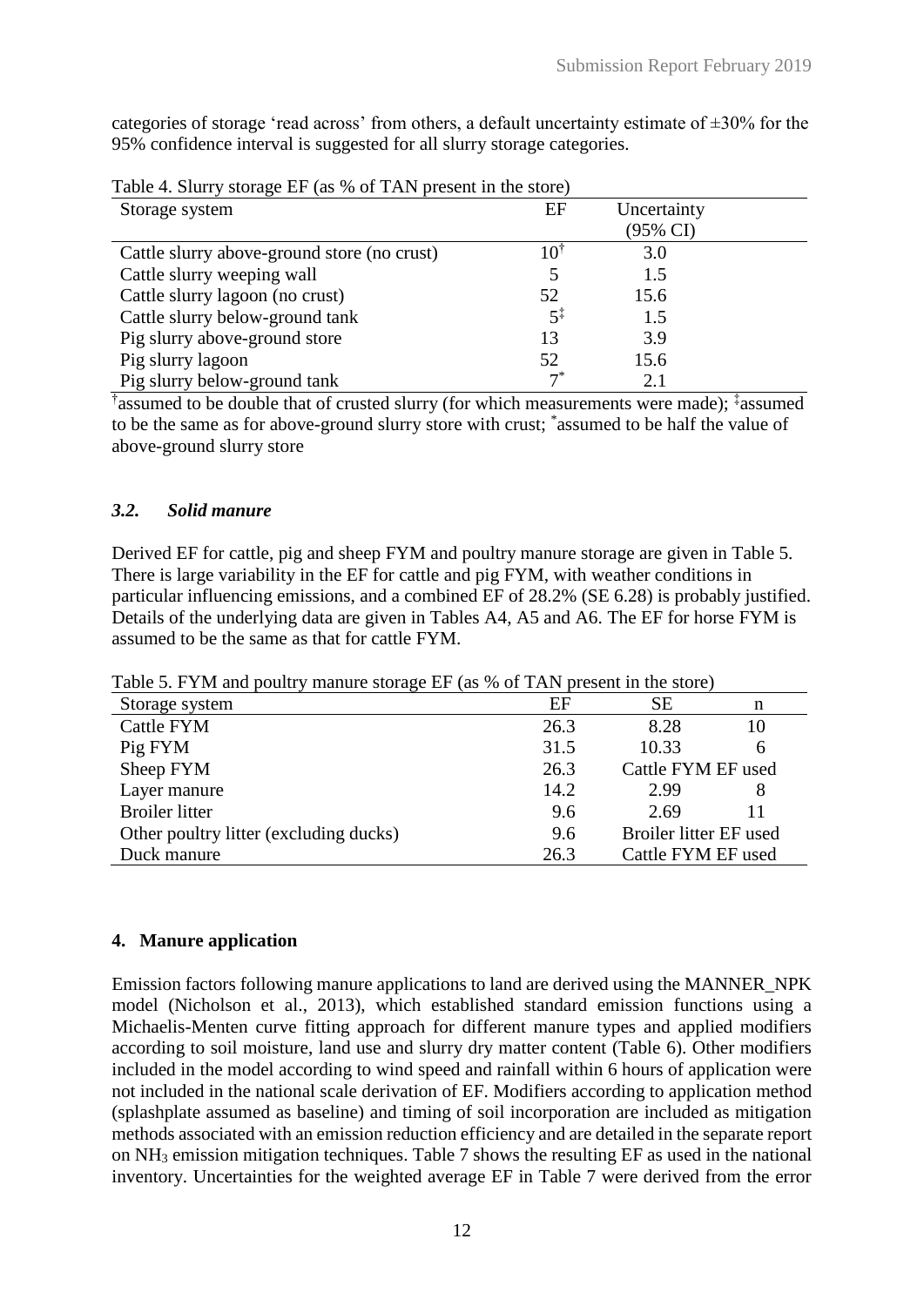categories of storage 'read across' from others, a default uncertainty estimate of ±30% for the 95% confidence interval is suggested for all slurry storage categories.

Table 4. Slurry storage EF (as % of TAN present in the store)

| Storage system | EF | Uncertainty (95% CI) |
|---|---|---|
| Cattle slurry above-ground store (no crust) | 10[†] | 3.0 |
| Cattle slurry weeping wall | 5 | 1.5 |
| Cattle slurry lagoon (no crust) | 52 | 15.6 |
| Cattle slurry below-ground tank | 5[‡] | 1.5 |
| Pig slurry above-ground store | 13 | 3.9 |
| Pig slurry lagoon | 52 | 15.6 |
| Pig slurry below-ground tank | 7[*] | 2.1 |

[†]assumed to be double that of crusted slurry (for which measurements were made); [‡]assumed to be the same as for above-ground slurry store with crust; [*]assumed to be half the value of above-ground slurry store

### *3.2. Solid manure*

Derived EF for cattle, pig and sheep FYM and poultry manure storage are given in Table 5. There is large variability in the EF for cattle and pig FYM, with weather conditions in particular influencing emissions, and a combined EF of 28.2% (SE 6.28) is probably justified. Details of the underlying data are given in Tables A4, A5 and A6. The EF for horse FYM is assumed to be the same as that for cattle FYM.

Table 5. FYM and poultry manure storage EF (as % of TAN present in the store)

| Storage system | EF | SE | n |
|---|---|---|---|
| Cattle FYM | 26.3 | 8.28 | 10 |
| Pig FYM | 31.5 | 10.33 | 6 |
| Sheep FYM | 26.3 | Cattle FYM EF used | |
| Layer manure | 14.2 | 2.99 | 8 |
| Broiler litter | 9.6 | 2.69 | 11 |
| Other poultry litter (excluding ducks) | 9.6 | Broiler litter EF used | |
| Duck manure | 26.3 | Cattle FYM EF used | |

## 4. Manure application

Emission factors following manure applications to land are derived using the MANNER_NPK model (Nicholson et al., 2013), which established standard emission functions using a Michaelis-Menten curve fitting approach for different manure types and applied modifiers according to soil moisture, land use and slurry dry matter content (Table 6). Other modifiers included in the model according to wind speed and rainfall within 6 hours of application were not included in the national scale derivation of EF. Modifiers according to application method (splashplate assumed as baseline) and timing of soil incorporation are included as mitigation methods associated with an emission reduction efficiency and are detailed in the separate report on $NH_3$ emission mitigation techniques. Table 7 shows the resulting EF as used in the national inventory. Uncertainties for the weighted average EF in Table 7 were derived from the error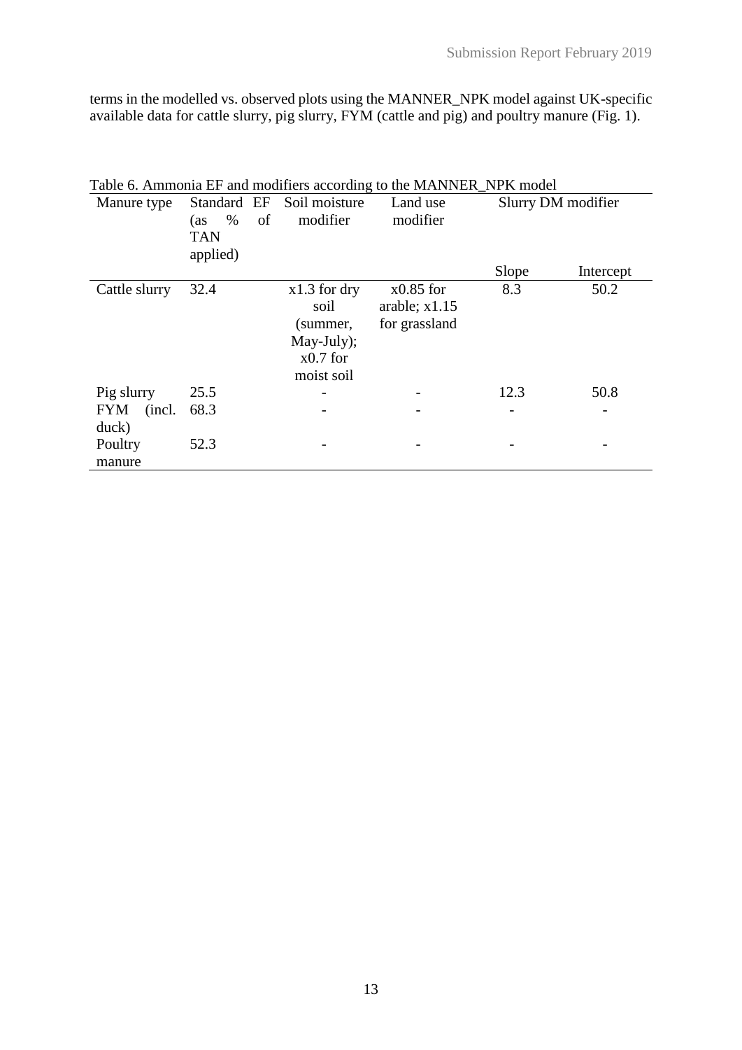terms in the modelled vs. observed plots using the MANNER_NPK model against UK-specific available data for cattle slurry, pig slurry, FYM (cattle and pig) and poultry manure (Fig. 1).

Table 6. Ammonia EF and modifiers according to the MANNER_NPK model

| Manure type | Standard EF (as % of TAN applied) | Soil moisture modifier | Land use modifier | Slurry DM modifier | |
|---|---|---|---|---|---|
| | | | | Slope | Intercept |
| Cattle slurry | 32.4 | x1.3 for dry soil (summer, May-July); x0.7 for moist soil | x0.85 for arable; x1.15 for grassland | 8.3 | 50.2 |
| Pig slurry | 25.5 | - | - | 12.3 | 50.8 |
| FYM (incl. duck) | 68.3 | - | - | - | - |
| Poultry manure | 52.3 | - | - | - | - |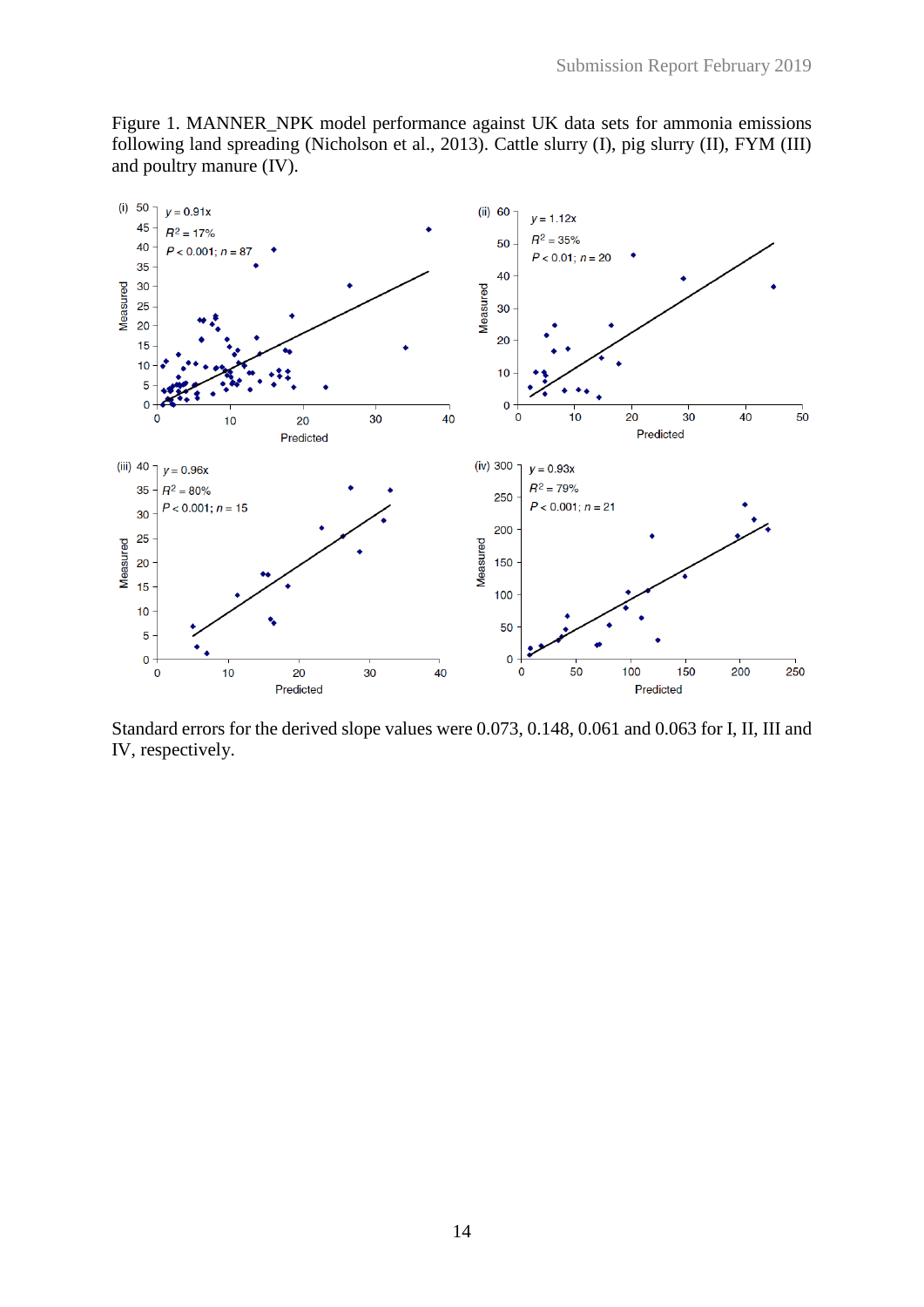Figure 1. MANNER_NPK model performance against UK data sets for ammonia emissions following land spreading (Nicholson et al., 2013). Cattle slurry (I), pig slurry (II), FYM (III) and poultry manure (IV).

Standard errors for the derived slope values were 0.073, 0.148, 0.061 and 0.063 for I, II, III and IV, respectively.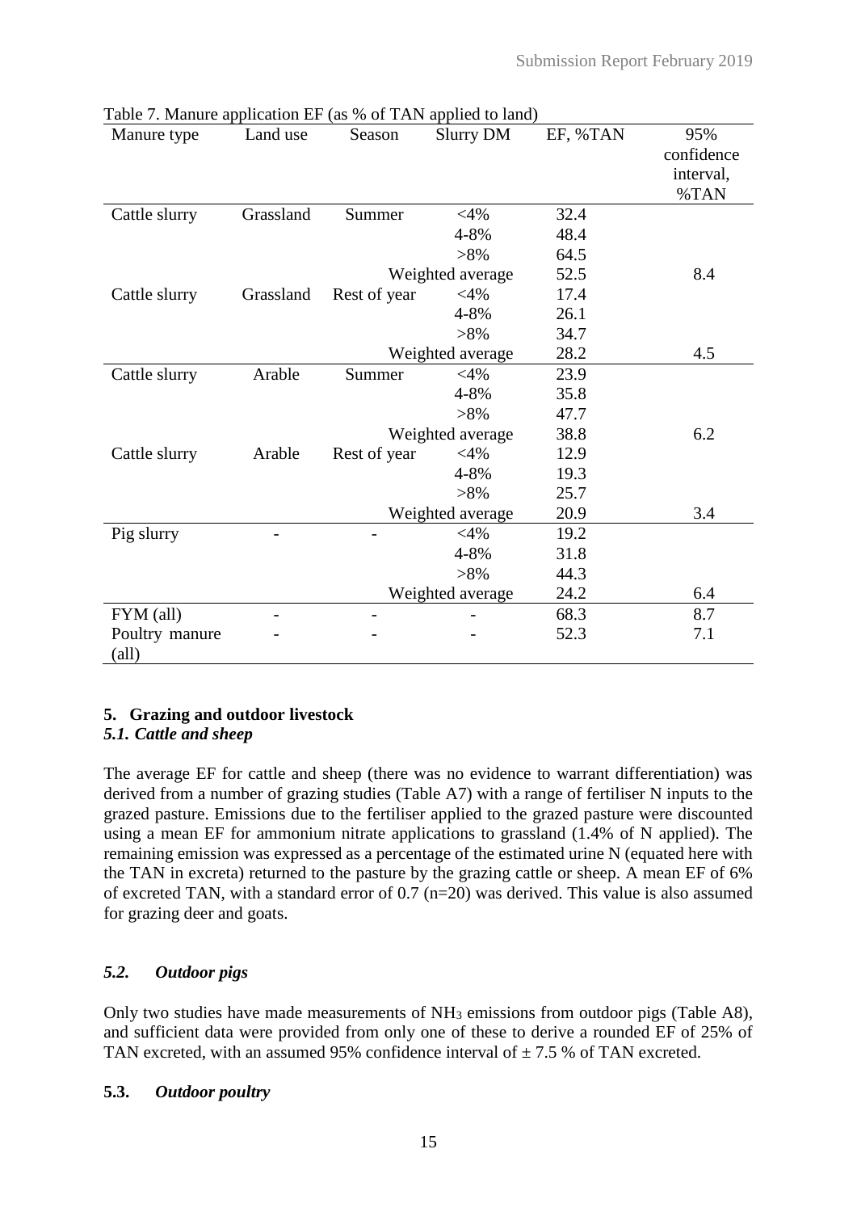Table 7. Manure application EF (as % of TAN applied to land)

| Manure type | Land use | Season | Slurry DM | EF, %TAN | 95% confidence interval, %TAN |
|---|---|---|---|---|---|
| Cattle slurry | Grassland | Summer | <4% | 32.4 | |
| | | | 4-8% | 48.4 | |
| | | | >8% | 64.5 | |
| | | Weighted average | | 52.5 | 8.4 |
| Cattle slurry | Grassland | Rest of year | <4% | 17.4 | |
| | | | 4-8% | 26.1 | |
| | | | >8% | 34.7 | |
| | | Weighted average | | 28.2 | 4.5 |
| Cattle slurry | Arable | Summer | <4% | 23.9 | |
| | | | 4-8% | 35.8 | |
| | | | >8% | 47.7 | |
| | | Weighted average | | 38.8 | 6.2 |
| Cattle slurry | Arable | Rest of year | <4% | 12.9 | |
| | | | 4-8% | 19.3 | |
| | | | >8% | 25.7 | |
| | | Weighted average | | 20.9 | 3.4 |
| Pig slurry | - | - | <4% | 19.2 | |
| | | | 4-8% | 31.8 | |
| | | | >8% | 44.3 | |
| | | Weighted average | | 24.2 | 6.4 |
| FYM (all) | - | - | - | 68.3 | 8.7 |
| Poultry manure (all) | - | - | - | 52.3 | 7.1 |

## 5. Grazing and outdoor livestock

### *5.1. Cattle and sheep*

The average EF for cattle and sheep (there was no evidence to warrant differentiation) was derived from a number of grazing studies (Table A7) with a range of fertiliser N inputs to the grazed pasture. Emissions due to the fertiliser applied to the grazed pasture were discounted using a mean EF for ammonium nitrate applications to grassland (1.4% of N applied). The remaining emission was expressed as a percentage of the estimated urine N (equated here with the TAN in excreta) returned to the pasture by the grazing cattle or sheep. A mean EF of 6% of excreted TAN, with a standard error of 0.7 (n=20) was derived. This value is also assumed for grazing deer and goats.

### *5.2. Outdoor pigs*

Only two studies have made measurements of $NH_3$ emissions from outdoor pigs (Table A8), and sufficient data were provided from only one of these to derive a rounded EF of 25% of TAN excreted, with an assumed 95% confidence interval of ± 7.5 % of TAN excreted.

### 5.3. *Outdoor poultry*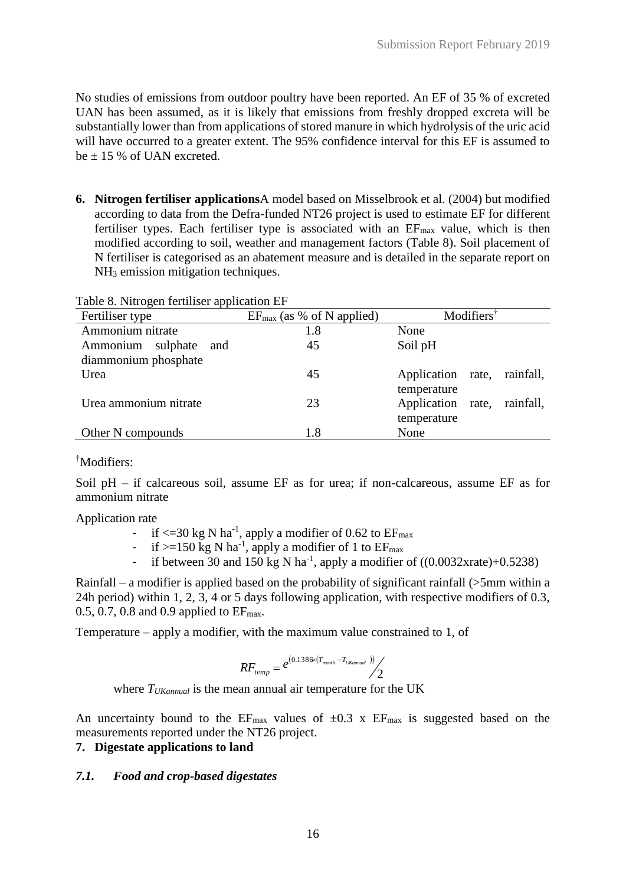No studies of emissions from outdoor poultry have been reported. An EF of 35 % of excreted UAN has been assumed, as it is likely that emissions from freshly dropped excreta will be substantially lower than from applications of stored manure in which hydrolysis of the uric acid will have occurred to a greater extent. The 95% confidence interval for this EF is assumed to be ± 15 % of UAN excreted.

6. **Nitrogen fertiliser applications** A model based on Misselbrook et al. (2004) but modified according to data from the Defra-funded NT26 project is used to estimate EF for different fertiliser types. Each fertiliser type is associated with an $EF_{max}$ value, which is then modified according to soil, weather and management factors (Table 8). Soil placement of N fertiliser is categorised as an abatement measure and is detailed in the separate report on $NH_3$ emission mitigation techniques.

Table 8. Nitrogen fertiliser application EF

| Fertiliser type | $EF_{max}$ (as % of N applied) | Modifiers[†] |
|---|---|---|
| Ammonium nitrate | 1.8 | None |
| Ammonium sulphate and diammonium phosphate | 45 | Soil pH |
| Urea | 45 | Application rate, rainfall, temperature |
| Urea ammonium nitrate | 23 | Application rate, rainfall, temperature |
| Other N compounds | 1.8 | None |

[†]Modifiers:

Soil pH – if calcareous soil, assume EF as for urea; if non-calcareous, assume EF as for ammonium nitrate

Application rate

- if <=30 kg N ha$^{-1}$, apply a modifier of 0.62 to $EF_{max}$
- if >=150 kg N ha$^{-1}$, apply a modifier of 1 to $EF_{max}$
- if between 30 and 150 kg N ha$^{-1}$, apply a modifier of ((0.0032xrate)+0.5238)

Rainfall – a modifier is applied based on the probability of significant rainfall (>5mm within a 24h period) within 1, 2, 3, 4 or 5 days following application, with respective modifiers of 0.3, 0.5, 0.7, 0.8 and 0.9 applied to $EF_{max}$.

Temperature – apply a modifier, with the maximum value constrained to 1, of

$$RF_{temp} = e^{(0.1386\times(T_{month} - T_{UKannual}))} / 2$$

where $T_{UKannual}$ is the mean annual air temperature for the UK

An uncertainty bound to the $EF_{max}$ values of $\pm 0.3 \times EF_{max}$ is suggested based on the measurements reported under the NT26 project.

7. **Digestate applications to land**

*7.1. **Food and crop-based digestates***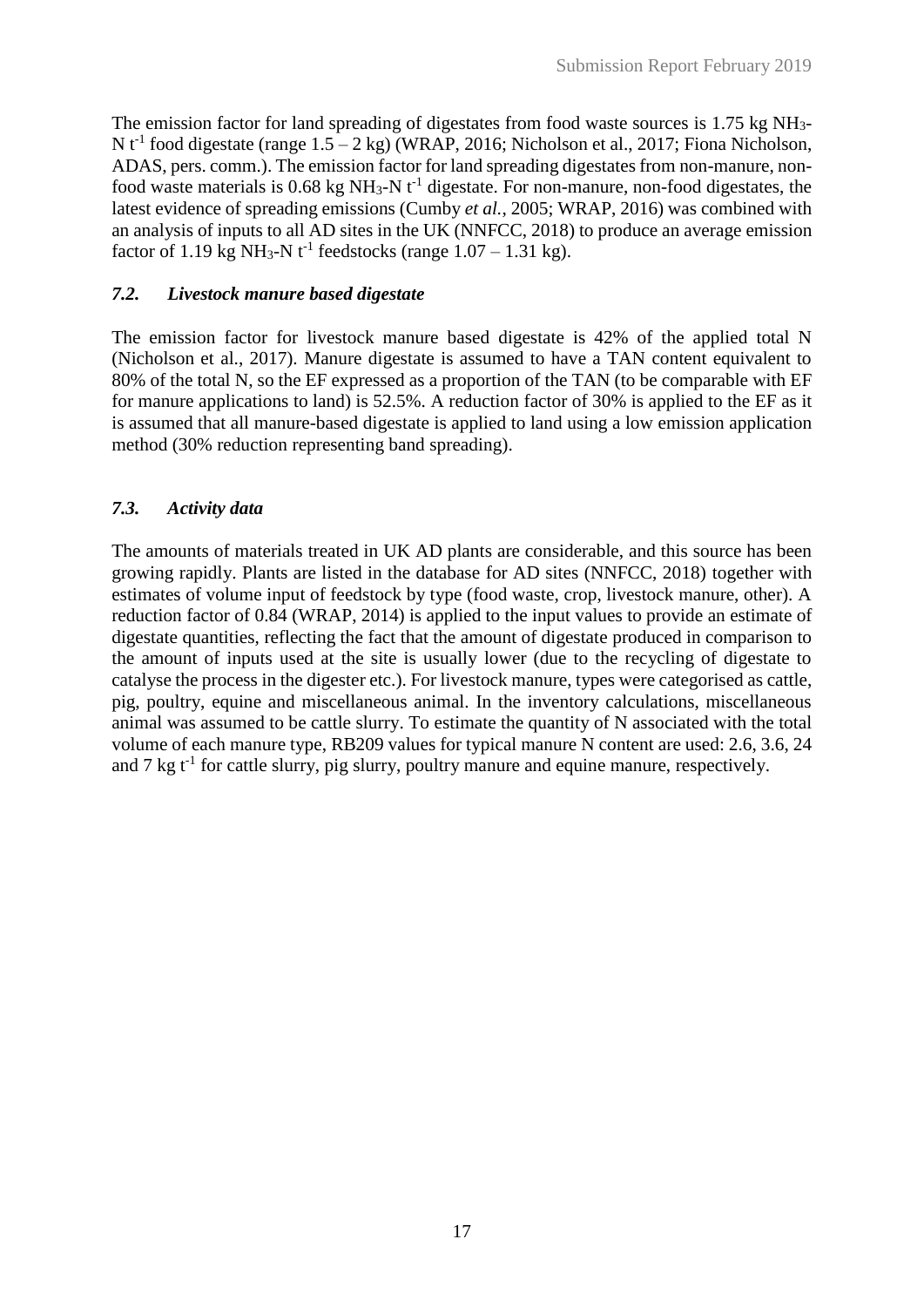The emission factor for land spreading of digestates from food waste sources is 1.75 kg $NH_3$-N $t^{-1}$ food digestate (range 1.5 – 2 kg) (WRAP, 2016; Nicholson et al., 2017; Fiona Nicholson, ADAS, pers. comm.). The emission factor for land spreading digestates from non-manure, non-food waste materials is 0.68 kg $NH_3$-N $t^{-1}$ digestate. For non-manure, non-food digestates, the latest evidence of spreading emissions (Cumby *et al.*, 2005; WRAP, 2016) was combined with an analysis of inputs to all AD sites in the UK (NNFCC, 2018) to produce an average emission factor of 1.19 kg $NH_3$-N $t^{-1}$ feedstocks (range 1.07 – 1.31 kg).

### *7.2. Livestock manure based digestate*

The emission factor for livestock manure based digestate is 42% of the applied total N (Nicholson et al., 2017). Manure digestate is assumed to have a TAN content equivalent to 80% of the total N, so the EF expressed as a proportion of the TAN (to be comparable with EF for manure applications to land) is 52.5%. A reduction factor of 30% is applied to the EF as it is assumed that all manure-based digestate is applied to land using a low emission application method (30% reduction representing band spreading).

### *7.3. Activity data*

The amounts of materials treated in UK AD plants are considerable, and this source has been growing rapidly. Plants are listed in the database for AD sites (NNFCC, 2018) together with estimates of volume input of feedstock by type (food waste, crop, livestock manure, other). A reduction factor of 0.84 (WRAP, 2014) is applied to the input values to provide an estimate of digestate quantities, reflecting the fact that the amount of digestate produced in comparison to the amount of inputs used at the site is usually lower (due to the recycling of digestate to catalyse the process in the digester etc.). For livestock manure, types were categorised as cattle, pig, poultry, equine and miscellaneous animal. In the inventory calculations, miscellaneous animal was assumed to be cattle slurry. To estimate the quantity of N associated with the total volume of each manure type, RB209 values for typical manure N content are used: 2.6, 3.6, 24 and 7 kg $t^{-1}$ for cattle slurry, pig slurry, poultry manure and equine manure, respectively.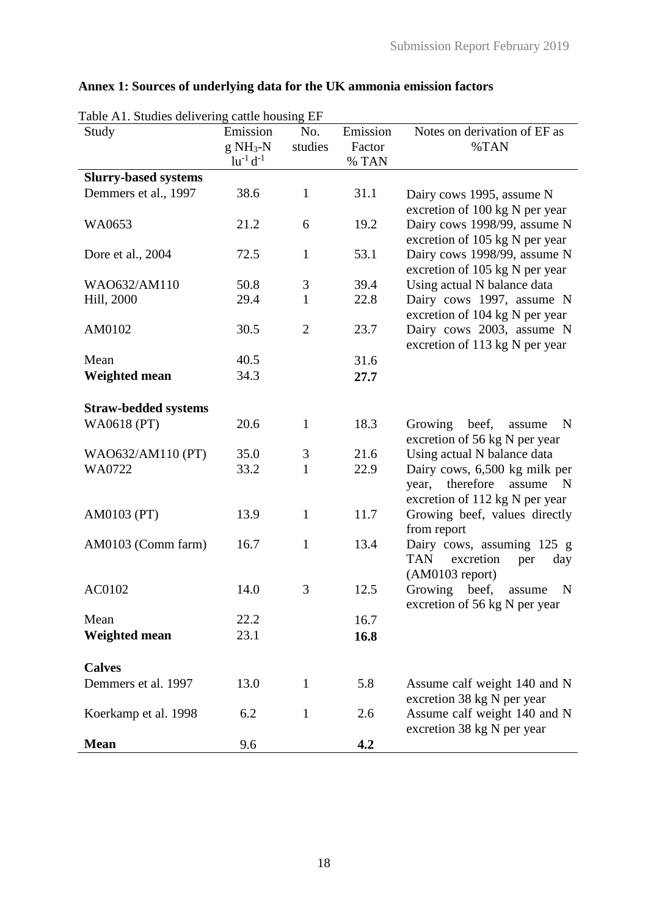## Annex 1: Sources of underlying data for the UK ammonia emission factors

Table A1. Studies delivering cattle housing EF

| Study | Emission g $NH_3$-N $lu^{-1}$ $d^{-1}$ | No. studies | Emission Factor % TAN | Notes on derivation of EF as %TAN |
|---|---|---|---|---|
| **Slurry-based systems** | | | | |
| Demmers et al., 1997 | 38.6 | 1 | 31.1 | Dairy cows 1995, assume N excretion of 100 kg N per year |
| WA0653 | 21.2 | 6 | 19.2 | Dairy cows 1998/99, assume N excretion of 105 kg N per year |
| Dore et al., 2004 | 72.5 | 1 | 53.1 | Dairy cows 1998/99, assume N excretion of 105 kg N per year |
| WAO632/AM110 | 50.8 | 3 | 39.4 | Using actual N balance data |
| Hill, 2000 | 29.4 | 1 | 22.8 | Dairy cows 1997, assume N excretion of 104 kg N per year |
| AM0102 | 30.5 | 2 | 23.7 | Dairy cows 2003, assume N excretion of 113 kg N per year |
| Mean | 40.5 | | 31.6 | |
| **Weighted mean** | 34.3 | | **27.7** | |
| **Straw-bedded systems** | | | | |
| WA0618 (PT) | 20.6 | 1 | 18.3 | Growing beef, assume N excretion of 56 kg N per year |
| WAO632/AM110 (PT) | 35.0 | 3 | 21.6 | Using actual N balance data |
| WA0722 | 33.2 | 1 | 22.9 | Dairy cows, 6,500 kg milk per year, therefore assume N excretion of 112 kg N per year |
| AM0103 (PT) | 13.9 | 1 | 11.7 | Growing beef, values directly from report |
| AM0103 (Comm farm) | 16.7 | 1 | 13.4 | Dairy cows, assuming 125 g TAN excretion per day (AM0103 report) |
| AC0102 | 14.0 | 3 | 12.5 | Growing beef, assume N excretion of 56 kg N per year |
| Mean | 22.2 | | 16.7 | |
| **Weighted mean** | 23.1 | | **16.8** | |
| **Calves** | | | | |
| Demmers et al. 1997 | 13.0 | 1 | 5.8 | Assume calf weight 140 and N excretion 38 kg N per year |
| Koerkamp et al. 1998 | 6.2 | 1 | 2.6 | Assume calf weight 140 and N excretion 38 kg N per year |
| **Mean** | 9.6 | | **4.2** | |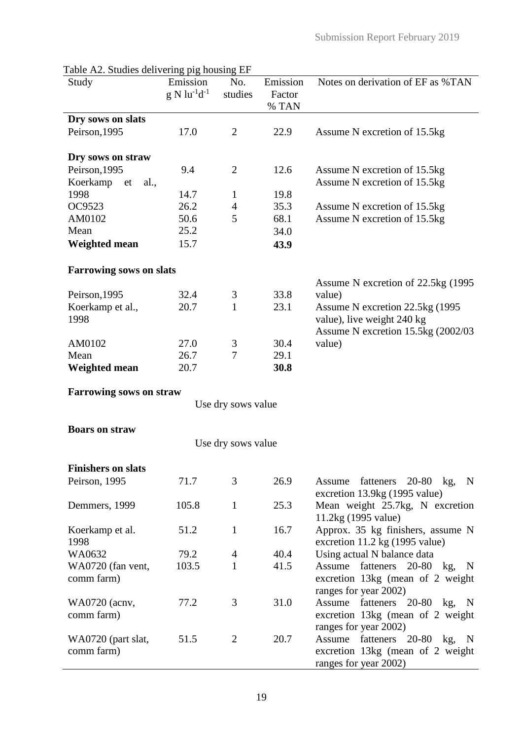Table A2. Studies delivering pig housing EF

| Study | Emission $g\ N\ lu^{-1}d^{-1}$ | No. studies | Emission Factor % TAN | Notes on derivation of EF as %TAN |
|---|---|---|---|---|
| **Dry sows on slats** | | | | |
| Peirson,1995 | 17.0 | 2 | 22.9 | Assume N excretion of 15.5kg |
| **Dry sows on straw** | | | | |
| Peirson,1995 | 9.4 | 2 | 12.6 | Assume N excretion of 15.5kg |
| Koerkamp et al., 1998 | 14.7 | 1 | 19.8 | Assume N excretion of 15.5kg |
| OC9523 | 26.2 | 4 | 35.3 | Assume N excretion of 15.5kg |
| AM0102 | 50.6 | 5 | 68.1 | Assume N excretion of 15.5kg |
| Mean | 25.2 | | 34.0 | |
| **Weighted mean** | 15.7 | | **43.9** | |
| **Farrowing sows on slats** | | | | |
| Peirson,1995 | 32.4 | 3 | 33.8 | Assume N excretion of 22.5kg (1995 value) |
| Koerkamp et al., 1998 | 20.7 | 1 | 23.1 | Assume N excretion 22.5kg (1995 value), live weight 240 kg |
| AM0102 | 27.0 | 3 | 30.4 | Assume N excretion 15.5kg (2002/03 value) |
| Mean | 26.7 | 7 | 29.1 | |
| **Weighted mean** | 20.7 | | **30.8** | |
| **Farrowing sows on straw** | | | | |
| | Use dry sows value | | | |
| **Boars on straw** | | | | |
| | Use dry sows value | | | |
| **Finishers on slats** | | | | |
| Peirson, 1995 | 71.7 | 3 | 26.9 | Assume fatteners 20-80 kg, N excretion 13.9kg (1995 value) |
| Demmers, 1999 | 105.8 | 1 | 25.3 | Mean weight 25.7kg, N excretion 11.2kg (1995 value) |
| Koerkamp et al. 1998 | 51.2 | 1 | 16.7 | Approx. 35 kg finishers, assume N excretion 11.2 kg (1995 value) |
| WA0632 | 79.2 | 4 | 40.4 | Using actual N balance data |
| WA0720 (fan vent, comm farm) | 103.5 | 1 | 41.5 | Assume fatteners 20-80 kg, N excretion 13kg (mean of 2 weight ranges for year 2002) |
| WA0720 (acnv, comm farm) | 77.2 | 3 | 31.0 | Assume fatteners 20-80 kg, N excretion 13kg (mean of 2 weight ranges for year 2002) |
| WA0720 (part slat, comm farm) | 51.5 | 2 | 20.7 | Assume fatteners 20-80 kg, N excretion 13kg (mean of 2 weight ranges for year 2002) |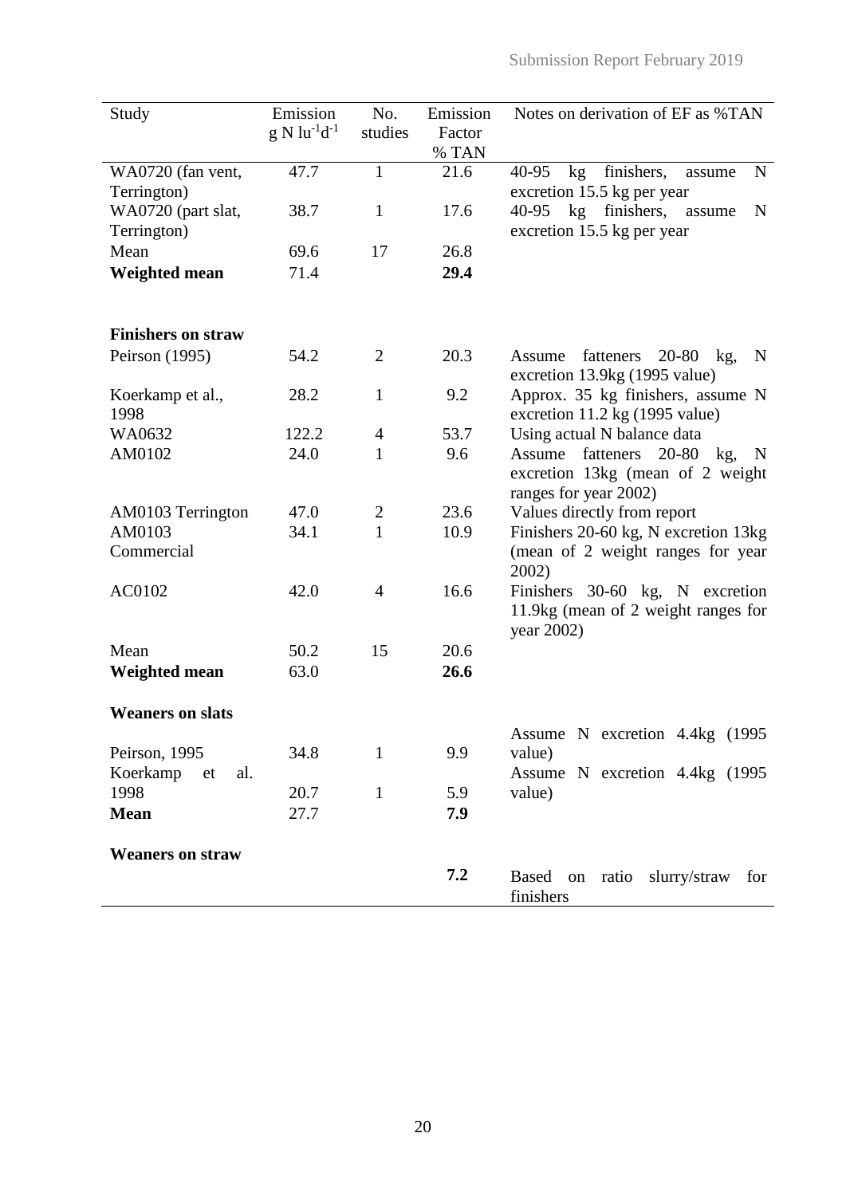| Study | Emission $g\ N\ lu^{-1}d^{-1}$ | No. studies | Emission Factor % TAN | Notes on derivation of EF as %TAN |
|---|---|---|---|---|
| WA0720 (fan vent, Terrington) | 47.7 | 1 | 21.6 | 40-95 kg finishers, assume N excretion 15.5 kg per year |
| WA0720 (part slat, Terrington) | 38.7 | 1 | 17.6 | 40-95 kg finishers, assume N excretion 15.5 kg per year |
| Mean | 69.6 | 17 | 26.8 | |
| **Weighted mean** | 71.4 | | **29.4** | |
| | | | | |
| **Finishers on straw** | | | | |
| Peirson (1995) | 54.2 | 2 | 20.3 | Assume fatteners 20-80 kg, N excretion 13.9kg (1995 value) |
| Koerkamp et al., 1998 | 28.2 | 1 | 9.2 | Approx. 35 kg finishers, assume N excretion 11.2 kg (1995 value) |
| WA0632 | 122.2 | 4 | 53.7 | Using actual N balance data |
| AM0102 | 24.0 | 1 | 9.6 | Assume fatteners 20-80 kg, N excretion 13kg (mean of 2 weight ranges for year 2002) |
| AM0103 Terrington | 47.0 | 2 | 23.6 | Values directly from report |
| AM0103 Commercial | 34.1 | 1 | 10.9 | Finishers 20-60 kg, N excretion 13kg (mean of 2 weight ranges for year 2002) |
| AC0102 | 42.0 | 4 | 16.6 | Finishers 30-60 kg, N excretion 11.9kg (mean of 2 weight ranges for year 2002) |
| Mean | 50.2 | 15 | 20.6 | |
| **Weighted mean** | 63.0 | | **26.6** | |
| | | | | |
| **Weaners on slats** | | | | |
| Peirson, 1995 | 34.8 | 1 | 9.9 | Assume N excretion 4.4kg (1995 value) |
| Koerkamp et al. 1998 | 20.7 | 1 | 5.9 | Assume N excretion 4.4kg (1995 value) |
| **Mean** | 27.7 | | **7.9** | |
| | | | | |
| **Weaners on straw** | | | | |
| | | | **7.2** | Based on ratio slurry/straw for finishers |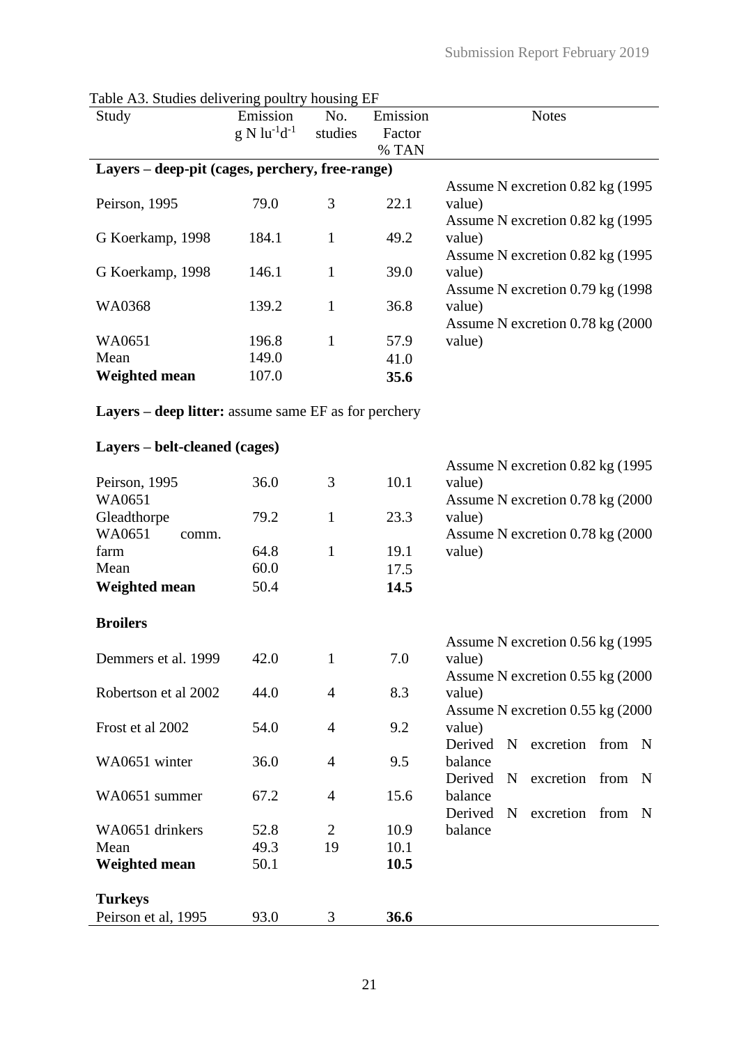Table A3. Studies delivering poultry housing EF

| Study | Emission $g\ N\ lu^{-1}d^{-1}$ | No. studies | Emission Factor % TAN | Notes |
|---|---|---|---|---|
| **Layers – deep-pit (cages, perchery, free-range)** | | | | |
| Peirson, 1995 | 79.0 | 3 | 22.1 | Assume N excretion 0.82 kg (1995 value) |
| G Koerkamp, 1998 | 184.1 | 1 | 49.2 | Assume N excretion 0.82 kg (1995 value) |
| G Koerkamp, 1998 | 146.1 | 1 | 39.0 | Assume N excretion 0.82 kg (1995 value) |
| WA0368 | 139.2 | 1 | 36.8 | Assume N excretion 0.79 kg (1998 value) |
| WA0651 | 196.8 | 1 | 57.9 | Assume N excretion 0.78 kg (2000 value) |
| Mean | 149.0 | | 41.0 | |
| **Weighted mean** | 107.0 | | **35.6** | |
| **Layers – deep litter:** assume same EF as for perchery | | | | |
| **Layers – belt-cleaned (cages)** | | | | |
| Peirson, 1995 | 36.0 | 3 | 10.1 | Assume N excretion 0.82 kg (1995 value) |
| WA0651 Gleadthorpe | 79.2 | 1 | 23.3 | Assume N excretion 0.78 kg (2000 value) |
| WA0651 comm. farm | 64.8 | 1 | 19.1 | Assume N excretion 0.78 kg (2000 value) |
| Mean | 60.0 | | 17.5 | |
| **Weighted mean** | 50.4 | | **14.5** | |
| **Broilers** | | | | |
| Demmers et al. 1999 | 42.0 | 1 | 7.0 | Assume N excretion 0.56 kg (1995 value) |
| Robertson et al 2002 | 44.0 | 4 | 8.3 | Assume N excretion 0.55 kg (2000 value) |
| Frost et al 2002 | 54.0 | 4 | 9.2 | Assume N excretion 0.55 kg (2000 value) |
| WA0651 winter | 36.0 | 4 | 9.5 | Derived N excretion from N balance |
| WA0651 summer | 67.2 | 4 | 15.6 | Derived N excretion from N balance |
| WA0651 drinkers | 52.8 | 2 | 10.9 | Derived N excretion from N balance |
| Mean | 49.3 | 19 | 10.1 | |
| **Weighted mean** | 50.1 | | **10.5** | |
| **Turkeys** | | | | |
| Peirson et al, 1995 | 93.0 | 3 | **36.6** | |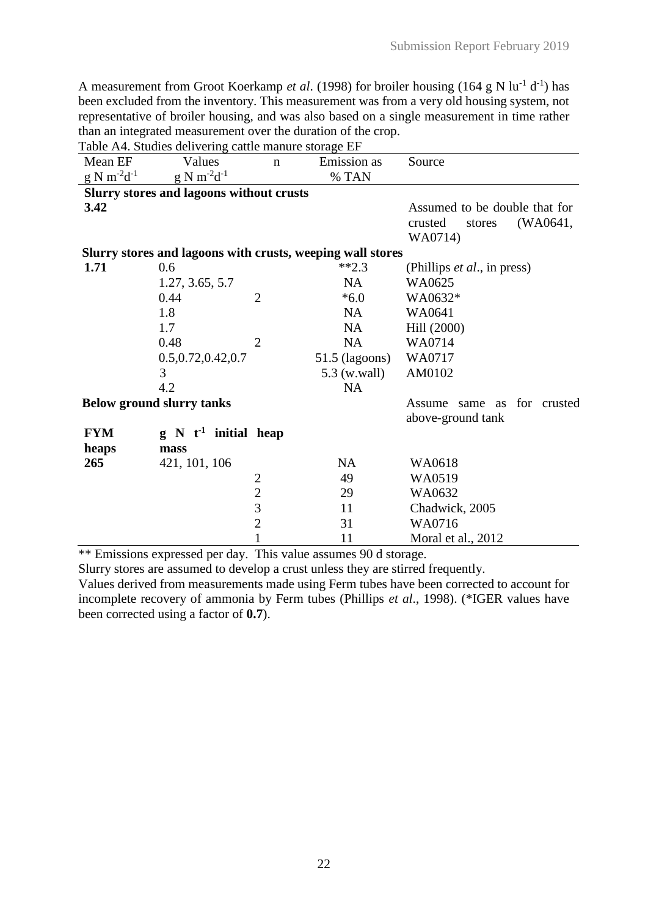A measurement from Groot Koerkamp *et al*. (1998) for broiler housing (164 g N $lu^{-1}$ $d^{-1}$) has been excluded from the inventory. This measurement was from a very old housing system, not representative of broiler housing, and was also based on a single measurement in time rather than an integrated measurement over the duration of the crop.

Table A4. Studies delivering cattle manure storage EF

| Mean EF g N $m^{-2}d^{-1}$ | Values g N $m^{-2}d^{-1}$ | n | Emission as % TAN | Source |
|---|---|---|---|---|
| **Slurry stores and lagoons without crusts** | | | | |
| **3.42** | | | | Assumed to be double that for crusted stores (WA0641, WA0714) |
| **Slurry stores and lagoons with crusts, weeping wall stores** | | | | |
| **1.71** | 0.6 | | **2.3 | (Phillips *et al*., in press) |
| | 1.27, 3.65, 5.7 | | NA | WA0625 |
| | 0.44 | 2 | *6.0 | WA0632* |
| | 1.8 | | NA | WA0641 |
| | 1.7 | | NA | Hill (2000) |
| | 0.48 | 2 | NA | WA0714 |
| | 0.5,0.72,0.42,0.7 | | 51.5 (lagoons) | WA0717 |
| | 3 | | 5.3 (w.wall) | AM0102 |
| | 4.2 | | NA | |
| **Below ground slurry tanks** | | | | Assume same as for crusted above-ground tank |
| **FYM heaps** | **g N $t^{-1}$ initial heap mass** | | | |
| **265** | 421, 101, 106 | | NA | WA0618 |
| | | 2 | 49 | WA0519 |
| | | 2 | 29 | WA0632 |
| | | 3 | 11 | Chadwick, 2005 |
| | | 2 | 31 | WA0716 |
| | | 1 | 11 | Moral et al., 2012 |

** Emissions expressed per day. This value assumes 90 d storage.

Slurry stores are assumed to develop a crust unless they are stirred frequently.

Values derived from measurements made using Ferm tubes have been corrected to account for incomplete recovery of ammonia by Ferm tubes (Phillips *et al*., 1998). (*IGER values have been corrected using a factor of **0.7**).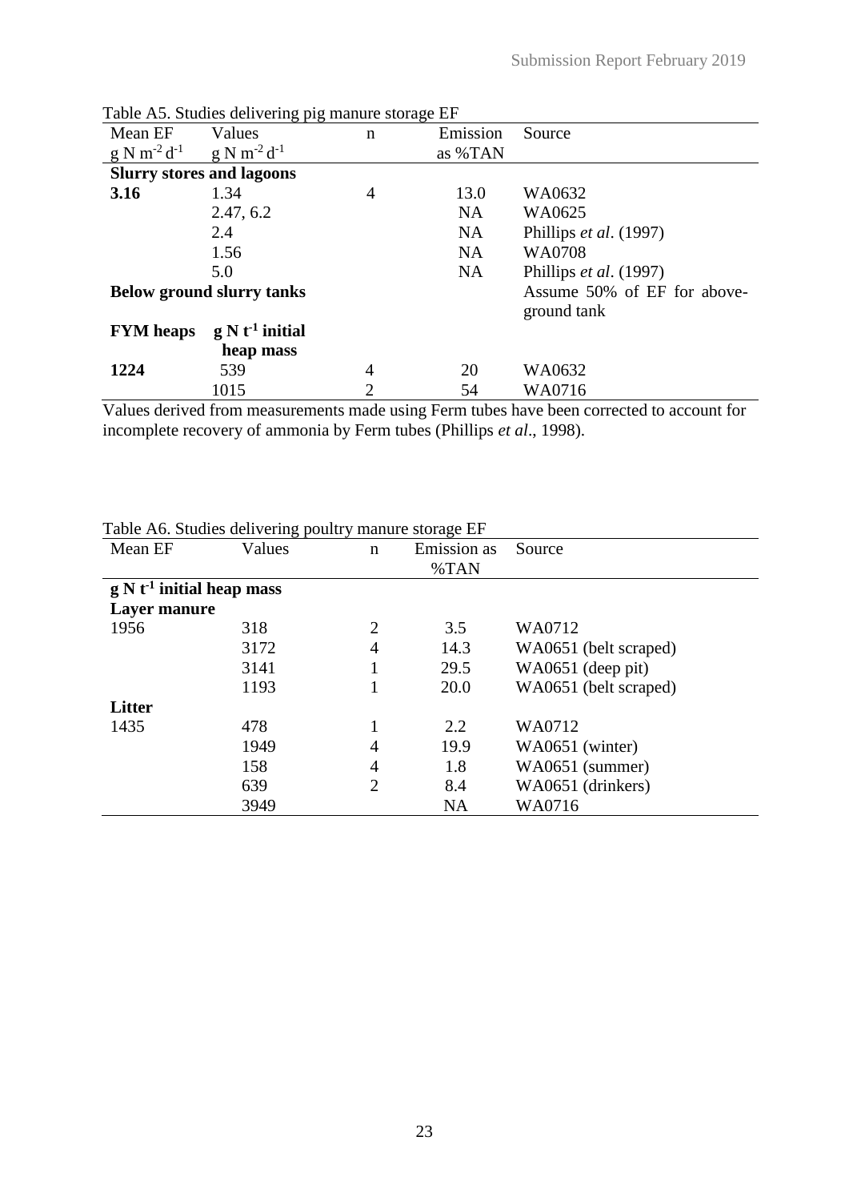Table A5. Studies delivering pig manure storage EF

| Mean EF | Values | n | Emission | Source |
|---|---|---|---|---|
| $g\ N\ m^{-2}\ d^{-1}$ | $g\ N\ m^{-2}\ d^{-1}$ | | as %TAN | |
| **Slurry stores and lagoons** | | | | |
| **3.16** | 1.34 | 4 | 13.0 | WA0632 |
| | 2.47, 6.2 | | NA | WA0625 |
| | 2.4 | | NA | Phillips *et al*. (1997) |
| | 1.56 | | NA | WA0708 |
| | 5.0 | | NA | Phillips *et al*. (1997) |
| **Below ground slurry tanks** | | | | Assume 50% of EF for above-ground tank |
| **FYM heaps** | **$g\ N\ t^{-1}$ initial heap mass** | | | |
| **1224** | 539 | 4 | 20 | WA0632 |
| | 1015 | 2 | 54 | WA0716 |

Values derived from measurements made using Ferm tubes have been corrected to account for incomplete recovery of ammonia by Ferm tubes (Phillips *et al*., 1998).

Table A6. Studies delivering poultry manure storage EF

| Mean EF | Values | n | Emission as %TAN | Source |
|---|---|---|---|---|
| **$g\ N\ t^{-1}$ initial heap mass** | | | | |
| **Layer manure** | | | | |
| 1956 | 318 | 2 | 3.5 | WA0712 |
| | 3172 | 4 | 14.3 | WA0651 (belt scraped) |
| | 3141 | 1 | 29.5 | WA0651 (deep pit) |
| | 1193 | 1 | 20.0 | WA0651 (belt scraped) |
| **Litter** | | | | |
| 1435 | 478 | 1 | 2.2 | WA0712 |
| | 1949 | 4 | 19.9 | WA0651 (winter) |
| | 158 | 4 | 1.8 | WA0651 (summer) |
| | 639 | 2 | 8.4 | WA0651 (drinkers) |
| | 3949 | | NA | WA0716 |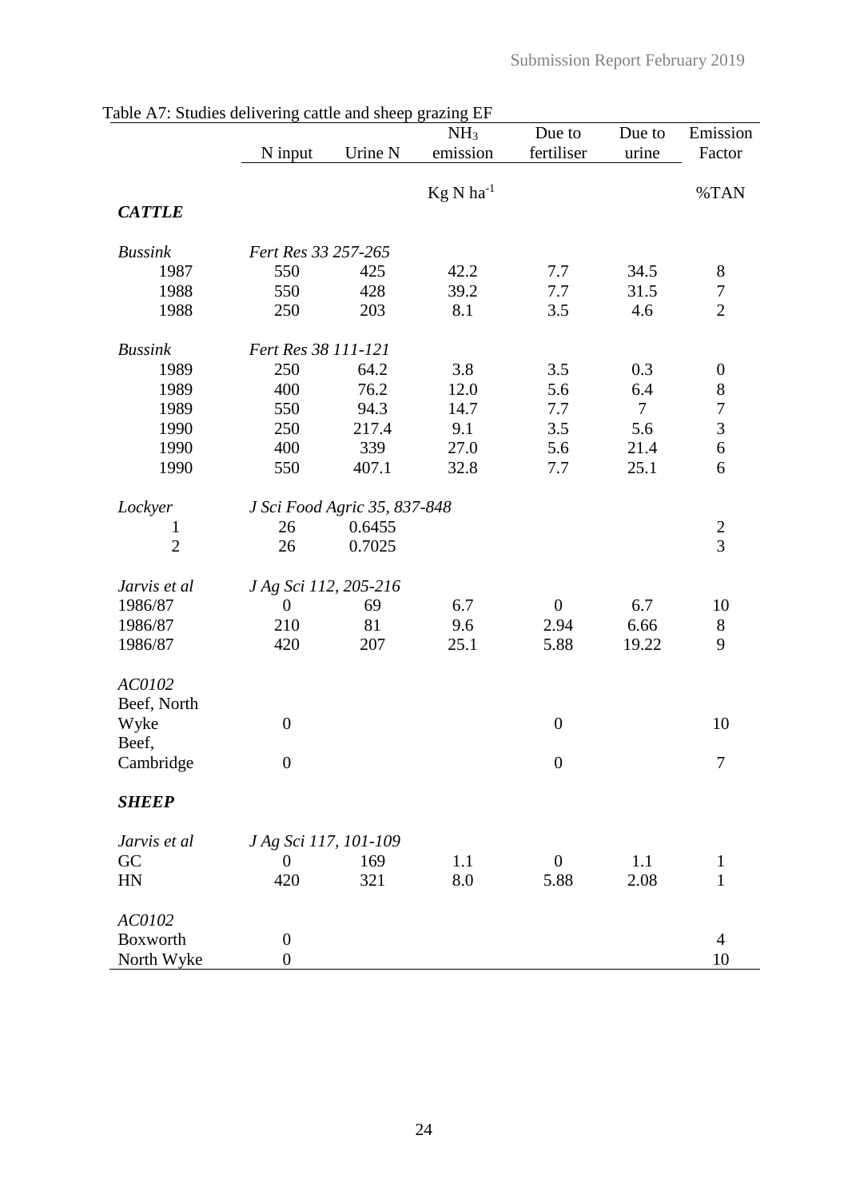Table A7: Studies delivering cattle and sheep grazing EF

| | N input | Urine N | $NH_3$ emission | Due to fertiliser | Due to urine | Emission Factor |
|---|---|---|---|---|---|---|
| | | | Kg N ha$^{-1}$ | | | %TAN |
| ***CATTLE*** | | | | | | |
| *Bussink* | *Fert Res 33 257-265* | | | | | |
| 1987 | 550 | 425 | 42.2 | 7.7 | 34.5 | 8 |
| 1988 | 550 | 428 | 39.2 | 7.7 | 31.5 | 7 |
| 1988 | 250 | 203 | 8.1 | 3.5 | 4.6 | 2 |
| *Bussink* | *Fert Res 38 111-121* | | | | | |
| 1989 | 250 | 64.2 | 3.8 | 3.5 | 0.3 | 0 |
| 1989 | 400 | 76.2 | 12.0 | 5.6 | 6.4 | 8 |
| 1989 | 550 | 94.3 | 14.7 | 7.7 | 7 | 7 |
| 1990 | 250 | 217.4 | 9.1 | 3.5 | 5.6 | 3 |
| 1990 | 400 | 339 | 27.0 | 5.6 | 21.4 | 6 |
| 1990 | 550 | 407.1 | 32.8 | 7.7 | 25.1 | 6 |
| *Lockyer* | *J Sci Food Agric 35, 837-848* | | | | | |
| 1 | 26 | 0.6455 | | | | 2 |
| 2 | 26 | 0.7025 | | | | 3 |
| *Jarvis et al* | *J Ag Sci 112, 205-216* | | | | | |
| 1986/87 | 0 | 69 | 6.7 | 0 | 6.7 | 10 |
| 1986/87 | 210 | 81 | 9.6 | 2.94 | 6.66 | 8 |
| 1986/87 | 420 | 207 | 25.1 | 5.88 | 19.22 | 9 |
| *AC0102* | | | | | | |
| Beef, North Wyke | 0 | | | 0 | | 10 |
| Beef, Cambridge | 0 | | | 0 | | 7 |
| ***SHEEP*** | | | | | | |
| *Jarvis et al* | *J Ag Sci 117, 101-109* | | | | | |
| GC | 0 | 169 | 1.1 | 0 | 1.1 | 1 |
| HN | 420 | 321 | 8.0 | 5.88 | 2.08 | 1 |
| *AC0102* | | | | | | |
| Boxworth | 0 | | | | | 4 |
| North Wyke | 0 | | | | | 10 |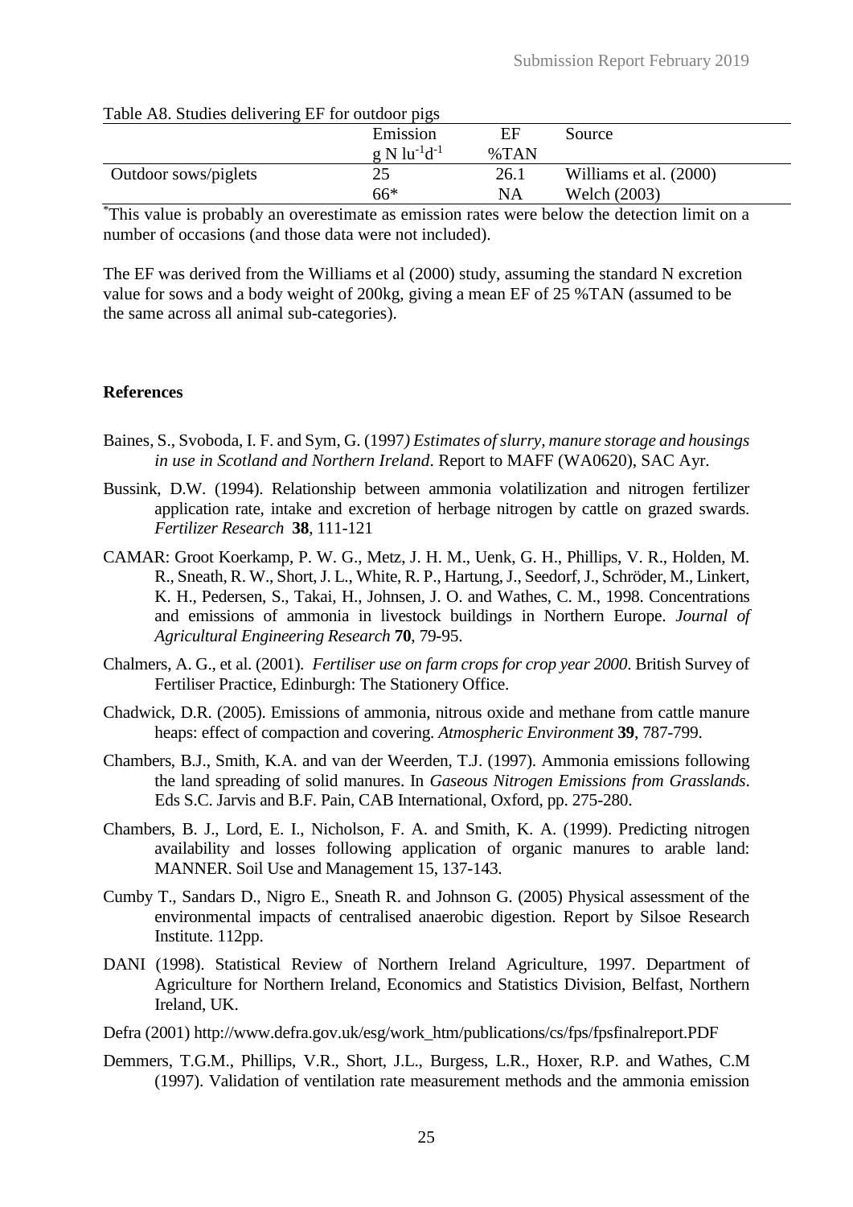Table A8. Studies delivering EF for outdoor pigs

| | Emission $g\ N\ lu^{-1}d^{-1}$ | EF %TAN | Source |
|---|---|---|---|
| Outdoor sows/piglets | 25 | 26.1 | Williams et al. (2000) |
| | 66* | NA | Welch (2003) |

*This value is probably an overestimate as emission rates were below the detection limit on a number of occasions (and those data were not included).

The EF was derived from the Williams et al (2000) study, assuming the standard N excretion value for sows and a body weight of 200kg, giving a mean EF of 25 %TAN (assumed to be the same across all animal sub-categories).

## References

Baines, S., Svoboda, I. F. and Sym, G. (1997*) Estimates of slurry, manure storage and housings in use in Scotland and Northern Ireland*. Report to MAFF (WA0620), SAC Ayr.

Bussink, D.W. (1994). Relationship between ammonia volatilization and nitrogen fertilizer application rate, intake and excretion of herbage nitrogen by cattle on grazed swards. *Fertilizer Research* **38**, 111-121

CAMAR: Groot Koerkamp, P. W. G., Metz, J. H. M., Uenk, G. H., Phillips, V. R., Holden, M. R., Sneath, R. W., Short, J. L., White, R. P., Hartung, J., Seedorf, J., Schröder, M., Linkert, K. H., Pedersen, S., Takai, H., Johnsen, J. O. and Wathes, C. M., 1998. Concentrations and emissions of ammonia in livestock buildings in Northern Europe. *Journal of Agricultural Engineering Research* **70**, 79-95.

Chalmers, A. G., et al. (2001). *Fertiliser use on farm crops for crop year 2000*. British Survey of Fertiliser Practice, Edinburgh: The Stationery Office.

Chadwick, D.R. (2005). Emissions of ammonia, nitrous oxide and methane from cattle manure heaps: effect of compaction and covering. *Atmospheric Environment* **39**, 787-799.

Chambers, B.J., Smith, K.A. and van der Weerden, T.J. (1997). Ammonia emissions following the land spreading of solid manures. In *Gaseous Nitrogen Emissions from Grasslands*. Eds S.C. Jarvis and B.F. Pain, CAB International, Oxford, pp. 275-280.

Chambers, B. J., Lord, E. I., Nicholson, F. A. and Smith, K. A. (1999). Predicting nitrogen availability and losses following application of organic manures to arable land: MANNER. Soil Use and Management 15, 137-143.

Cumby T., Sandars D., Nigro E., Sneath R. and Johnson G. (2005) Physical assessment of the environmental impacts of centralised anaerobic digestion. Report by Silsoe Research Institute. 112pp.

DANI (1998). Statistical Review of Northern Ireland Agriculture, 1997. Department of Agriculture for Northern Ireland, Economics and Statistics Division, Belfast, Northern Ireland, UK.

Defra (2001) http://www.defra.gov.uk/esg/work_htm/publications/cs/fps/fpsfinalreport.PDF

Demmers, T.G.M., Phillips, V.R., Short, J.L., Burgess, L.R., Hoxer, R.P. and Wathes, C.M (1997). Validation of ventilation rate measurement methods and the ammonia emission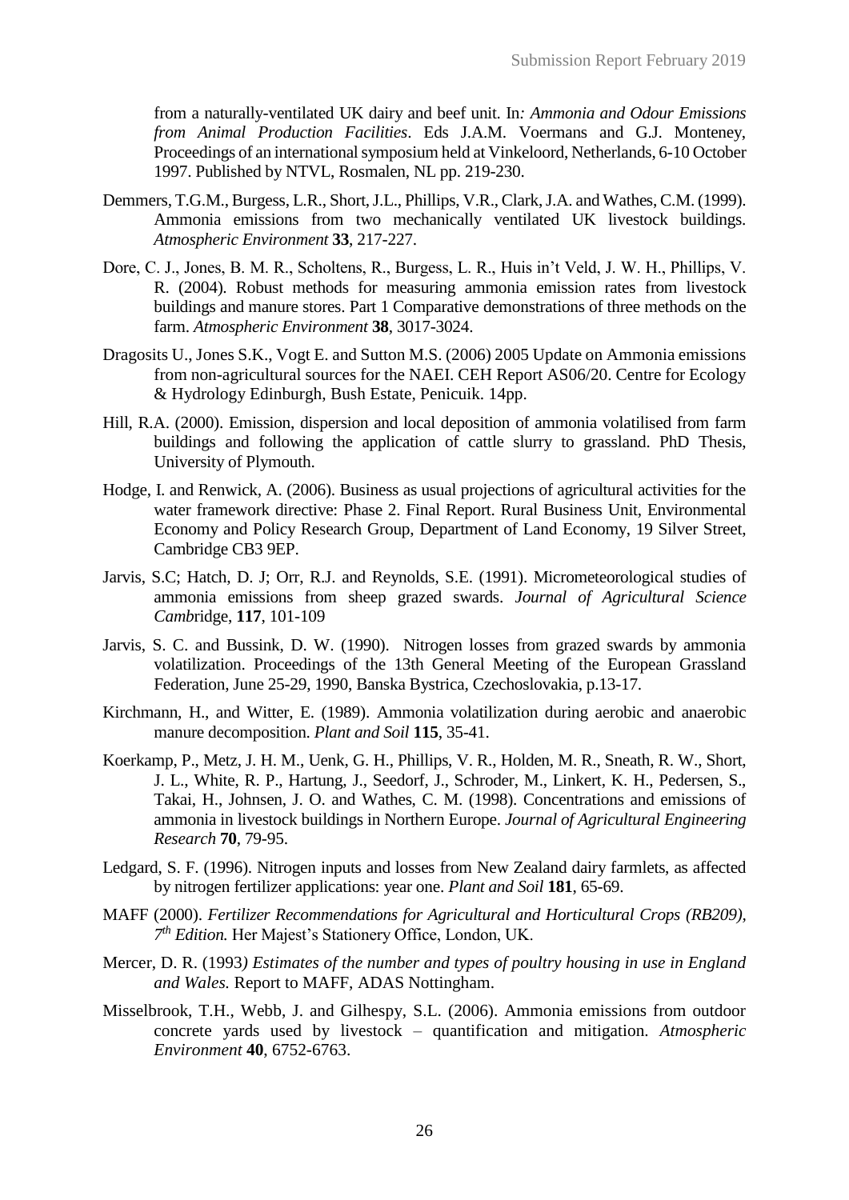from a naturally-ventilated UK dairy and beef unit. In*: Ammonia and Odour Emissions from Animal Production Facilities*. Eds J.A.M. Voermans and G.J. Monteney, Proceedings of an international symposium held at Vinkeloord, Netherlands, 6-10 October 1997. Published by NTVL, Rosmalen, NL pp. 219-230.

Demmers, T.G.M., Burgess, L.R., Short, J.L., Phillips, V.R., Clark, J.A. and Wathes, C.M. (1999). Ammonia emissions from two mechanically ventilated UK livestock buildings. *Atmospheric Environment* **33**, 217-227.

Dore, C. J., Jones, B. M. R., Scholtens, R., Burgess, L. R., Huis in't Veld, J. W. H., Phillips, V. R. (2004). Robust methods for measuring ammonia emission rates from livestock buildings and manure stores. Part 1 Comparative demonstrations of three methods on the farm. *Atmospheric Environment* **38**, 3017-3024.

Dragosits U., Jones S.K., Vogt E. and Sutton M.S. (2006) 2005 Update on Ammonia emissions from non-agricultural sources for the NAEI. CEH Report AS06/20. Centre for Ecology & Hydrology Edinburgh, Bush Estate, Penicuik. 14pp.

Hill, R.A. (2000). Emission, dispersion and local deposition of ammonia volatilised from farm buildings and following the application of cattle slurry to grassland. PhD Thesis, University of Plymouth.

Hodge, I. and Renwick, A. (2006). Business as usual projections of agricultural activities for the water framework directive: Phase 2. Final Report. Rural Business Unit, Environmental Economy and Policy Research Group, Department of Land Economy, 19 Silver Street, Cambridge CB3 9EP.

Jarvis, S.C; Hatch, D. J; Orr, R.J. and Reynolds, S.E. (1991). Micrometeorological studies of ammonia emissions from sheep grazed swards. *Journal of Agricultural Science Camb*ridge, **117**, 101-109

Jarvis, S. C. and Bussink, D. W. (1990). Nitrogen losses from grazed swards by ammonia volatilization. Proceedings of the 13th General Meeting of the European Grassland Federation, June 25-29, 1990, Banska Bystrica, Czechoslovakia, p.13-17.

Kirchmann, H., and Witter, E. (1989). Ammonia volatilization during aerobic and anaerobic manure decomposition. *Plant and Soil* **115**, 35-41.

Koerkamp, P., Metz, J. H. M., Uenk, G. H., Phillips, V. R., Holden, M. R., Sneath, R. W., Short, J. L., White, R. P., Hartung, J., Seedorf, J., Schroder, M., Linkert, K. H., Pedersen, S., Takai, H., Johnsen, J. O. and Wathes, C. M. (1998). Concentrations and emissions of ammonia in livestock buildings in Northern Europe. *Journal of Agricultural Engineering Research* **70**, 79-95.

Ledgard, S. F. (1996). Nitrogen inputs and losses from New Zealand dairy farmlets, as affected by nitrogen fertilizer applications: year one. *Plant and Soil* **181**, 65-69.

MAFF (2000). *Fertilizer Recommendations for Agricultural and Horticultural Crops (RB209), 7th Edition.* Her Majest's Stationery Office, London, UK.

Mercer, D. R. (1993*) Estimates of the number and types of poultry housing in use in England and Wales.* Report to MAFF, ADAS Nottingham.

Misselbrook, T.H., Webb, J. and Gilhespy, S.L. (2006). Ammonia emissions from outdoor concrete yards used by livestock – quantification and mitigation. *Atmospheric Environment* **40**, 6752-6763.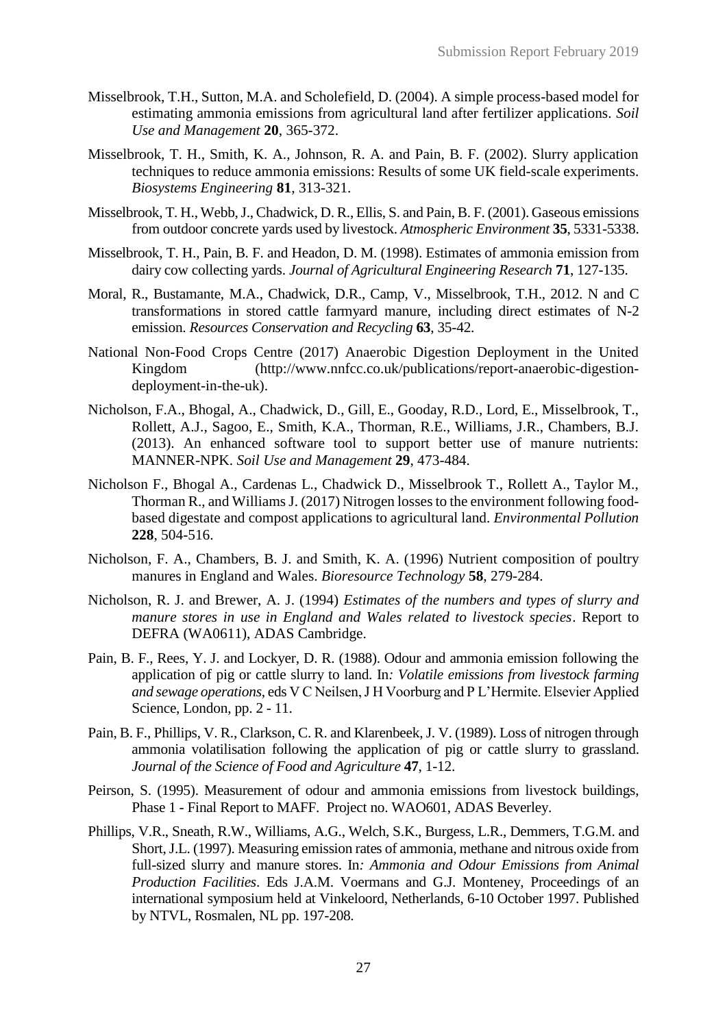Misselbrook, T.H., Sutton, M.A. and Scholefield, D. (2004). A simple process-based model for estimating ammonia emissions from agricultural land after fertilizer applications. *Soil Use and Management* **20**, 365-372.

Misselbrook, T. H., Smith, K. A., Johnson, R. A. and Pain, B. F. (2002). Slurry application techniques to reduce ammonia emissions: Results of some UK field-scale experiments. *Biosystems Engineering* **81**, 313-321.

Misselbrook, T. H., Webb, J., Chadwick, D. R., Ellis, S. and Pain, B. F. (2001). Gaseous emissions from outdoor concrete yards used by livestock. *Atmospheric Environment* **35**, 5331-5338.

Misselbrook, T. H., Pain, B. F. and Headon, D. M. (1998). Estimates of ammonia emission from dairy cow collecting yards. *Journal of Agricultural Engineering Research* **71**, 127-135.

Moral, R., Bustamante, M.A., Chadwick, D.R., Camp, V., Misselbrook, T.H., 2012. N and C transformations in stored cattle farmyard manure, including direct estimates of N-2 emission. *Resources Conservation and Recycling* **63**, 35-42.

National Non-Food Crops Centre (2017) Anaerobic Digestion Deployment in the United Kingdom (http://www.nnfcc.co.uk/publications/report-anaerobic-digestion-deployment-in-the-uk).

Nicholson, F.A., Bhogal, A., Chadwick, D., Gill, E., Gooday, R.D., Lord, E., Misselbrook, T., Rollett, A.J., Sagoo, E., Smith, K.A., Thorman, R.E., Williams, J.R., Chambers, B.J. (2013). An enhanced software tool to support better use of manure nutrients: MANNER-NPK. *Soil Use and Management* **29**, 473-484.

Nicholson F., Bhogal A., Cardenas L., Chadwick D., Misselbrook T., Rollett A., Taylor M., Thorman R., and Williams J. (2017) Nitrogen losses to the environment following food-based digestate and compost applications to agricultural land. *Environmental Pollution* **228**, 504-516.

Nicholson, F. A., Chambers, B. J. and Smith, K. A. (1996) Nutrient composition of poultry manures in England and Wales. *Bioresource Technology* **58**, 279-284.

Nicholson, R. J. and Brewer, A. J. (1994) *Estimates of the numbers and types of slurry and manure stores in use in England and Wales related to livestock species*. Report to DEFRA (WA0611), ADAS Cambridge.

Pain, B. F., Rees, Y. J. and Lockyer, D. R. (1988). Odour and ammonia emission following the application of pig or cattle slurry to land. In*: Volatile emissions from livestock farming and sewage operations*, eds V C Neilsen, J H Voorburg and P L'Hermite. Elsevier Applied Science, London, pp. 2 - 11.

Pain, B. F., Phillips, V. R., Clarkson, C. R. and Klarenbeek, J. V. (1989). Loss of nitrogen through ammonia volatilisation following the application of pig or cattle slurry to grassland. *Journal of the Science of Food and Agriculture* **47**, 1-12.

Peirson, S. (1995). Measurement of odour and ammonia emissions from livestock buildings, Phase 1 - Final Report to MAFF. Project no. WAO601, ADAS Beverley.

Phillips, V.R., Sneath, R.W., Williams, A.G., Welch, S.K., Burgess, L.R., Demmers, T.G.M. and Short, J.L. (1997). Measuring emission rates of ammonia, methane and nitrous oxide from full-sized slurry and manure stores. In*: Ammonia and Odour Emissions from Animal Production Facilities*. Eds J.A.M. Voermans and G.J. Monteney, Proceedings of an international symposium held at Vinkeloord, Netherlands, 6-10 October 1997. Published by NTVL, Rosmalen, NL pp. 197-208.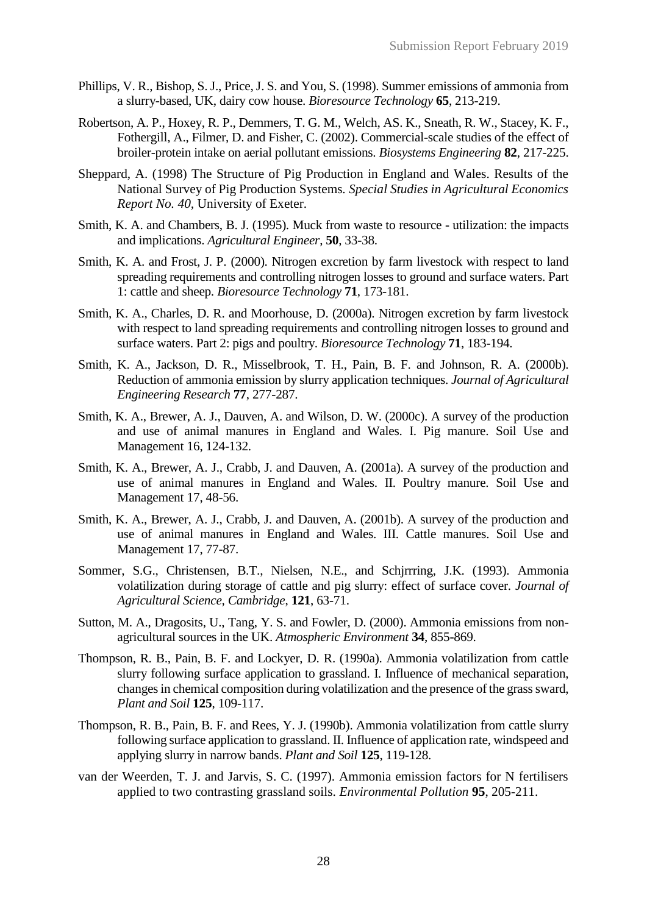Phillips, V. R., Bishop, S. J., Price, J. S. and You, S. (1998). Summer emissions of ammonia from a slurry-based, UK, dairy cow house. *Bioresource Technology* **65**, 213-219.

Robertson, A. P., Hoxey, R. P., Demmers, T. G. M., Welch, AS. K., Sneath, R. W., Stacey, K. F., Fothergill, A., Filmer, D. and Fisher, C. (2002). Commercial-scale studies of the effect of broiler-protein intake on aerial pollutant emissions. *Biosystems Engineering* **82**, 217-225.

Sheppard, A. (1998) The Structure of Pig Production in England and Wales. Results of the National Survey of Pig Production Systems. *Special Studies in Agricultural Economics Report No. 40*, University of Exeter.

Smith, K. A. and Chambers, B. J. (1995). Muck from waste to resource - utilization: the impacts and implications. *Agricultural Engineer*, **50**, 33-38.

Smith, K. A. and Frost, J. P. (2000). Nitrogen excretion by farm livestock with respect to land spreading requirements and controlling nitrogen losses to ground and surface waters. Part 1: cattle and sheep. *Bioresource Technology* **71**, 173-181.

Smith, K. A., Charles, D. R. and Moorhouse, D. (2000a). Nitrogen excretion by farm livestock with respect to land spreading requirements and controlling nitrogen losses to ground and surface waters. Part 2: pigs and poultry. *Bioresource Technology* **71**, 183-194.

Smith, K. A., Jackson, D. R., Misselbrook, T. H., Pain, B. F. and Johnson, R. A. (2000b). Reduction of ammonia emission by slurry application techniques. *Journal of Agricultural Engineering Research* **77**, 277-287.

Smith, K. A., Brewer, A. J., Dauven, A. and Wilson, D. W. (2000c). A survey of the production and use of animal manures in England and Wales. I. Pig manure. Soil Use and Management 16, 124-132.

Smith, K. A., Brewer, A. J., Crabb, J. and Dauven, A. (2001a). A survey of the production and use of animal manures in England and Wales. II. Poultry manure. Soil Use and Management 17, 48-56.

Smith, K. A., Brewer, A. J., Crabb, J. and Dauven, A. (2001b). A survey of the production and use of animal manures in England and Wales. III. Cattle manures. Soil Use and Management 17, 77-87.

Sommer, S.G., Christensen, B.T., Nielsen, N.E., and Schjrrring, J.K. (1993). Ammonia volatilization during storage of cattle and pig slurry: effect of surface cover. *Journal of Agricultural Science, Cambridge*, **121**, 63-71.

Sutton, M. A., Dragosits, U., Tang, Y. S. and Fowler, D. (2000). Ammonia emissions from non-agricultural sources in the UK. *Atmospheric Environment* **34**, 855-869.

Thompson, R. B., Pain, B. F. and Lockyer, D. R. (1990a). Ammonia volatilization from cattle slurry following surface application to grassland. I. Influence of mechanical separation, changes in chemical composition during volatilization and the presence of the grass sward, *Plant and Soil* **125**, 109-117.

Thompson, R. B., Pain, B. F. and Rees, Y. J. (1990b). Ammonia volatilization from cattle slurry following surface application to grassland. II. Influence of application rate, windspeed and applying slurry in narrow bands. *Plant and Soil* **125**, 119-128.

van der Weerden, T. J. and Jarvis, S. C. (1997). Ammonia emission factors for N fertilisers applied to two contrasting grassland soils. *Environmental Pollution* **95**, 205-211.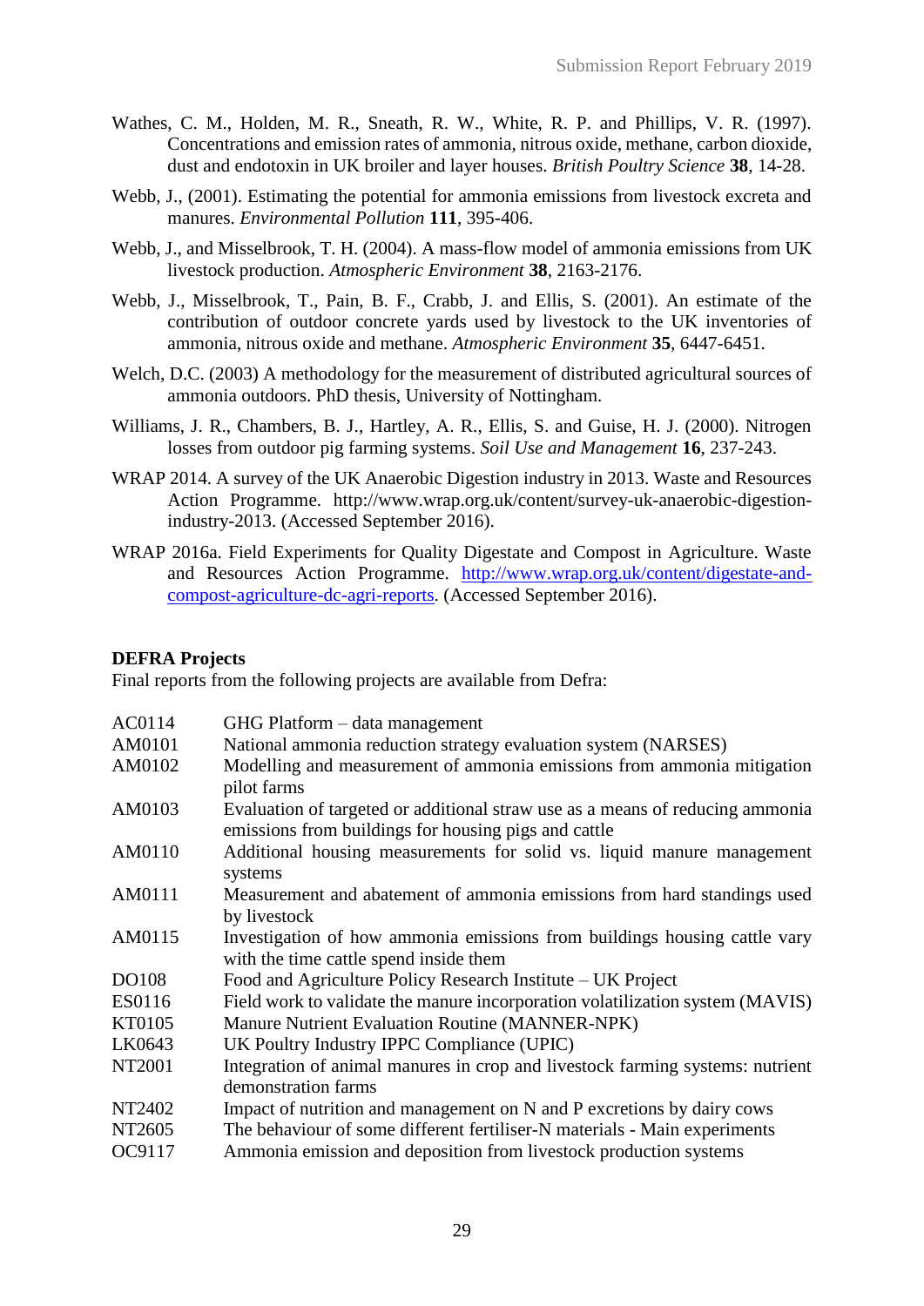Wathes, C. M., Holden, M. R., Sneath, R. W., White, R. P. and Phillips, V. R. (1997). Concentrations and emission rates of ammonia, nitrous oxide, methane, carbon dioxide, dust and endotoxin in UK broiler and layer houses. *British Poultry Science* **38**, 14-28.

Webb, J., (2001). Estimating the potential for ammonia emissions from livestock excreta and manures. *Environmental Pollution* **111**, 395-406.

Webb, J., and Misselbrook, T. H. (2004). A mass-flow model of ammonia emissions from UK livestock production. *Atmospheric Environment* **38**, 2163-2176.

Webb, J., Misselbrook, T., Pain, B. F., Crabb, J. and Ellis, S. (2001). An estimate of the contribution of outdoor concrete yards used by livestock to the UK inventories of ammonia, nitrous oxide and methane. *Atmospheric Environment* **35**, 6447-6451.

Welch, D.C. (2003) A methodology for the measurement of distributed agricultural sources of ammonia outdoors. PhD thesis, University of Nottingham.

Williams, J. R., Chambers, B. J., Hartley, A. R., Ellis, S. and Guise, H. J. (2000). Nitrogen losses from outdoor pig farming systems. *Soil Use and Management* **16**, 237-243.

WRAP 2014. A survey of the UK Anaerobic Digestion industry in 2013. Waste and Resources Action Programme. http://www.wrap.org.uk/content/survey-uk-anaerobic-digestion-industry-2013. (Accessed September 2016).

WRAP 2016a. Field Experiments for Quality Digestate and Compost in Agriculture. Waste and Resources Action Programme. [http://www.wrap.org.uk/content/digestate-and-compost-agriculture-dc-agri-reports](http://www.wrap.org.uk/content/digestate-and-compost-agriculture-dc-agri-reports). (Accessed September 2016).

**DEFRA Projects**

Final reports from the following projects are available from Defra:

| | |
|---|---|
| AC0114 | GHG Platform – data management |
| AM0101 | National ammonia reduction strategy evaluation system (NARSES) |
| AM0102 | Modelling and measurement of ammonia emissions from ammonia mitigation pilot farms |
| AM0103 | Evaluation of targeted or additional straw use as a means of reducing ammonia emissions from buildings for housing pigs and cattle |
| AM0110 | Additional housing measurements for solid vs. liquid manure management systems |
| AM0111 | Measurement and abatement of ammonia emissions from hard standings used by livestock |
| AM0115 | Investigation of how ammonia emissions from buildings housing cattle vary with the time cattle spend inside them |
| DO108 | Food and Agriculture Policy Research Institute – UK Project |
| ES0116 | Field work to validate the manure incorporation volatilization system (MAVIS) |
| KT0105 | Manure Nutrient Evaluation Routine (MANNER-NPK) |
| LK0643 | UK Poultry Industry IPPC Compliance (UPIC) |
| NT2001 | Integration of animal manures in crop and livestock farming systems: nutrient demonstration farms |
| NT2402 | Impact of nutrition and management on N and P excretions by dairy cows |
| NT2605 | The behaviour of some different fertiliser-N materials - Main experiments |
| OC9117 | Ammonia emission and deposition from livestock production systems |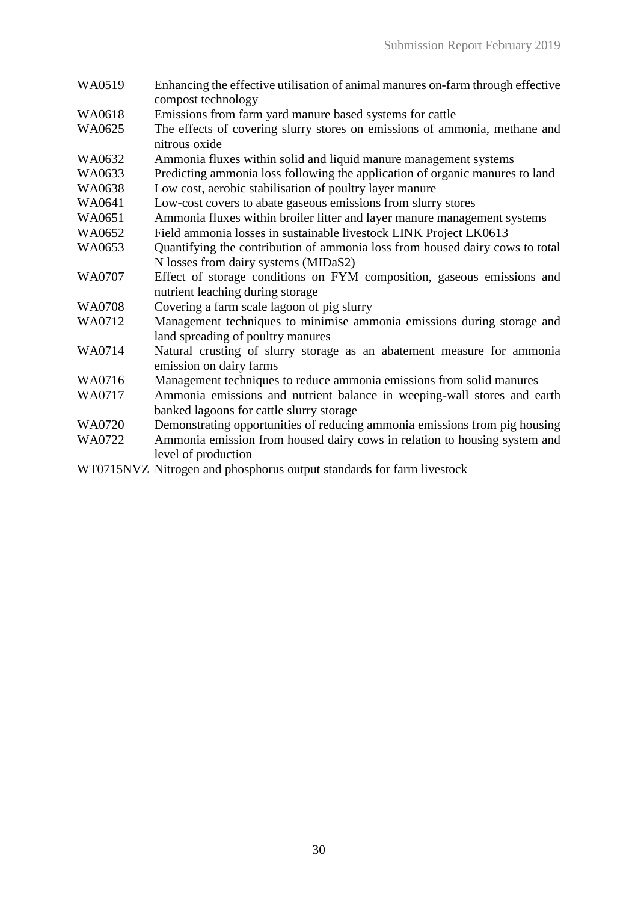WA0519 Enhancing the effective utilisation of animal manures on-farm through effective compost technology

WA0618 Emissions from farm yard manure based systems for cattle

WA0625 The effects of covering slurry stores on emissions of ammonia, methane and nitrous oxide

WA0632 Ammonia fluxes within solid and liquid manure management systems

WA0633 Predicting ammonia loss following the application of organic manures to land

WA0638 Low cost, aerobic stabilisation of poultry layer manure

WA0641 Low-cost covers to abate gaseous emissions from slurry stores

WA0651 Ammonia fluxes within broiler litter and layer manure management systems

WA0652 Field ammonia losses in sustainable livestock LINK Project LK0613

WA0653 Quantifying the contribution of ammonia loss from housed dairy cows to total N losses from dairy systems (MIDaS2)

WA0707 Effect of storage conditions on FYM composition, gaseous emissions and nutrient leaching during storage

WA0708 Covering a farm scale lagoon of pig slurry

WA0712 Management techniques to minimise ammonia emissions during storage and land spreading of poultry manures

WA0714 Natural crusting of slurry storage as an abatement measure for ammonia emission on dairy farms

WA0716 Management techniques to reduce ammonia emissions from solid manures

WA0717 Ammonia emissions and nutrient balance in weeping-wall stores and earth banked lagoons for cattle slurry storage

WA0720 Demonstrating opportunities of reducing ammonia emissions from pig housing

WA0722 Ammonia emission from housed dairy cows in relation to housing system and level of production

WT0715NVZ Nitrogen and phosphorus output standards for farm livestock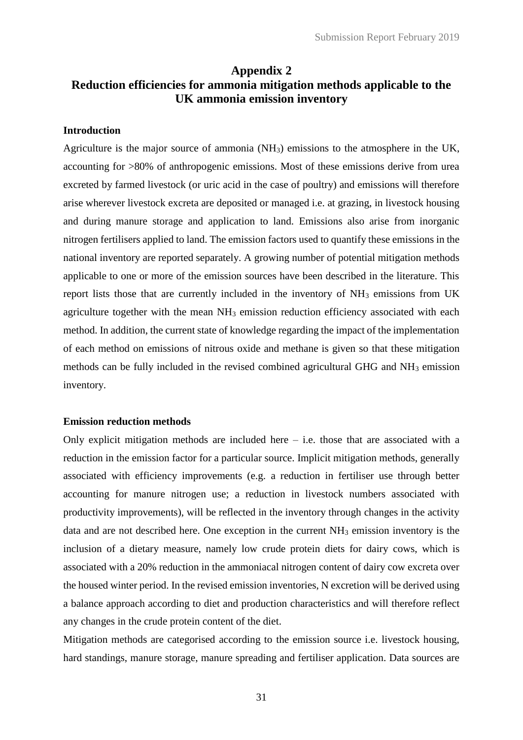# Appendix 2
# Reduction efficiencies for ammonia mitigation methods applicable to the UK ammonia emission inventory

### Introduction

Agriculture is the major source of ammonia ($NH_3$) emissions to the atmosphere in the UK, accounting for >80% of anthropogenic emissions. Most of these emissions derive from urea excreted by farmed livestock (or uric acid in the case of poultry) and emissions will therefore arise wherever livestock excreta are deposited or managed i.e. at grazing, in livestock housing and during manure storage and application to land. Emissions also arise from inorganic nitrogen fertilisers applied to land. The emission factors used to quantify these emissions in the national inventory are reported separately. A growing number of potential mitigation methods applicable to one or more of the emission sources have been described in the literature. This report lists those that are currently included in the inventory of $NH_3$ emissions from UK agriculture together with the mean $NH_3$ emission reduction efficiency associated with each method. In addition, the current state of knowledge regarding the impact of the implementation of each method on emissions of nitrous oxide and methane is given so that these mitigation methods can be fully included in the revised combined agricultural GHG and $NH_3$ emission inventory.

### Emission reduction methods

Only explicit mitigation methods are included here – i.e. those that are associated with a reduction in the emission factor for a particular source. Implicit mitigation methods, generally associated with efficiency improvements (e.g. a reduction in fertiliser use through better accounting for manure nitrogen use; a reduction in livestock numbers associated with productivity improvements), will be reflected in the inventory through changes in the activity data and are not described here. One exception in the current $NH_3$ emission inventory is the inclusion of a dietary measure, namely low crude protein diets for dairy cows, which is associated with a 20% reduction in the ammoniacal nitrogen content of dairy cow excreta over the housed winter period. In the revised emission inventories, N excretion will be derived using a balance approach according to diet and production characteristics and will therefore reflect any changes in the crude protein content of the diet.

Mitigation methods are categorised according to the emission source i.e. livestock housing, hard standings, manure storage, manure spreading and fertiliser application. Data sources are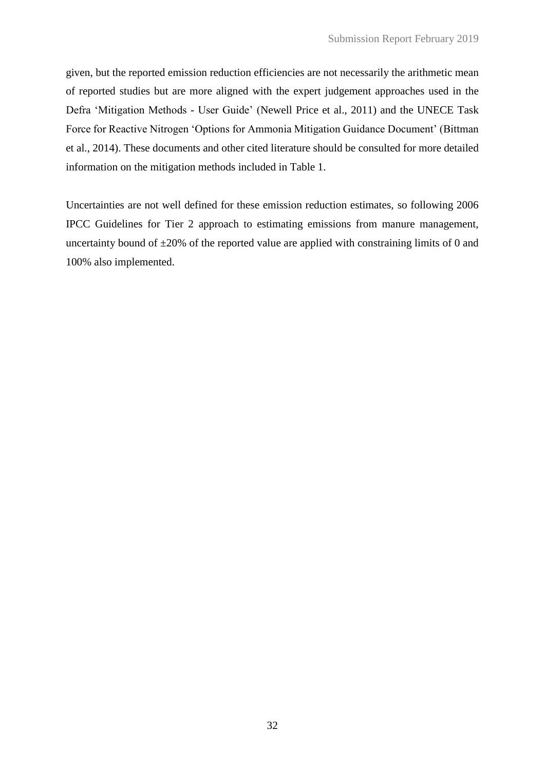given, but the reported emission reduction efficiencies are not necessarily the arithmetic mean of reported studies but are more aligned with the expert judgement approaches used in the Defra 'Mitigation Methods - User Guide' (Newell Price et al., 2011) and the UNECE Task Force for Reactive Nitrogen 'Options for Ammonia Mitigation Guidance Document' (Bittman et al., 2014). These documents and other cited literature should be consulted for more detailed information on the mitigation methods included in Table 1.

Uncertainties are not well defined for these emission reduction estimates, so following 2006 IPCC Guidelines for Tier 2 approach to estimating emissions from manure management, uncertainty bound of ±20% of the reported value are applied with constraining limits of 0 and 100% also implemented.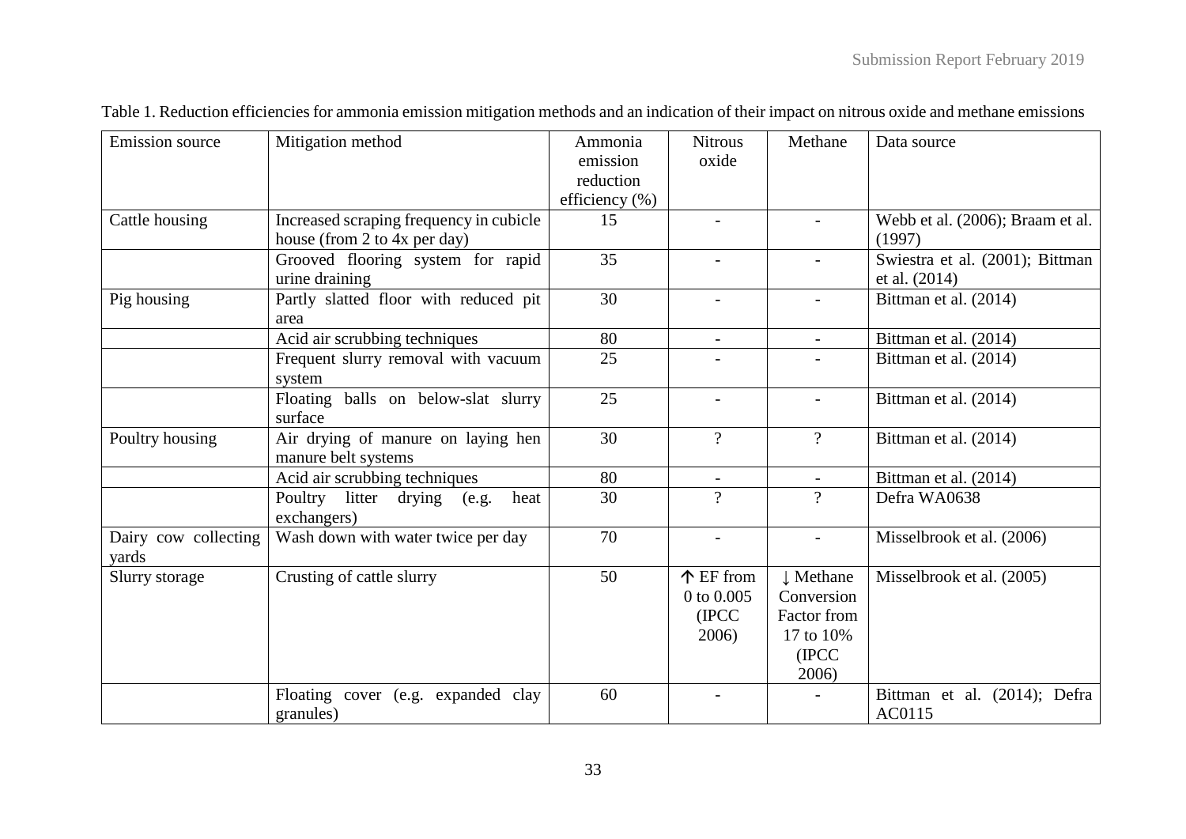Table 1. Reduction efficiencies for ammonia emission mitigation methods and an indication of their impact on nitrous oxide and methane emissions

| Emission source | Mitigation method | Ammonia emission reduction efficiency (%) | Nitrous oxide | Methane | Data source |
|---|---|---|---|---|---|
| Cattle housing | Increased scraping frequency in cubicle house (from 2 to 4x per day) | 15 | - | - | Webb et al. (2006); Braam et al. (1997) |
| | Grooved flooring system for rapid urine draining | 35 | - | - | Swiestra et al. (2001); Bittman et al. (2014) |
| Pig housing | Partly slatted floor with reduced pit area | 30 | - | - | Bittman et al. (2014) |
| | Acid air scrubbing techniques | 80 | - | - | Bittman et al. (2014) |
| | Frequent slurry removal with vacuum system | 25 | - | - | Bittman et al. (2014) |
| | Floating balls on below-slat slurry surface | 25 | - | - | Bittman et al. (2014) |
| Poultry housing | Air drying of manure on laying hen manure belt systems | 30 | ? | ? | Bittman et al. (2014) |
| | Acid air scrubbing techniques | 80 | - | - | Bittman et al. (2014) |
| | Poultry litter drying (e.g. heat exchangers) | 30 | ? | ? | Defra WA0638 |
| Dairy cow collecting yards | Wash down with water twice per day | 70 | - | - | Misselbrook et al. (2006) |
| Slurry storage | Crusting of cattle slurry | 50 | ↑ EF from 0 to 0.005 (IPCC 2006) | ↓ Methane Conversion Factor from 17 to 10% (IPCC 2006) | Misselbrook et al. (2005) |
| | Floating cover (e.g. expanded clay granules) | 60 | - | - | Bittman et al. (2014); Defra AC0115 |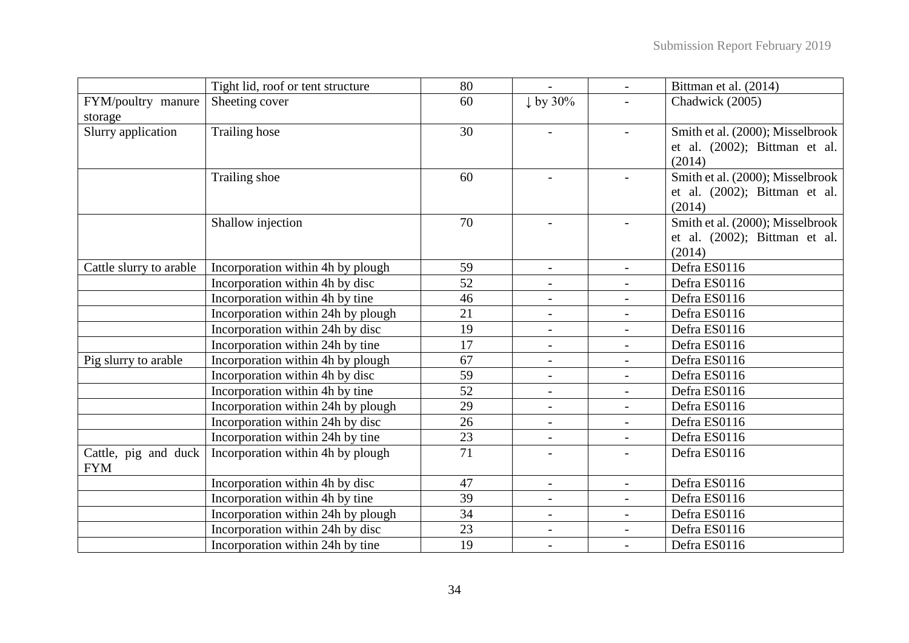| | | | | | |
|---|---|---|---|---|---|
| | Tight lid, roof or tent structure | 80 | - | - | Bittman et al. (2014) |
| FYM/poultry manure storage | Sheeting cover | 60 | ↓ by 30% | - | Chadwick (2005) |
| Slurry application | Trailing hose | 30 | - | - | Smith et al. (2000); Misselbrook et al. (2002); Bittman et al. (2014) |
| | Trailing shoe | 60 | - | - | Smith et al. (2000); Misselbrook et al. (2002); Bittman et al. (2014) |
| | Shallow injection | 70 | - | - | Smith et al. (2000); Misselbrook et al. (2002); Bittman et al. (2014) |
| Cattle slurry to arable | Incorporation within 4h by plough | 59 | - | - | Defra ES0116 |
| | Incorporation within 4h by disc | 52 | - | - | Defra ES0116 |
| | Incorporation within 4h by tine | 46 | - | - | Defra ES0116 |
| | Incorporation within 24h by plough | 21 | - | - | Defra ES0116 |
| | Incorporation within 24h by disc | 19 | - | - | Defra ES0116 |
| | Incorporation within 24h by tine | 17 | - | - | Defra ES0116 |
| Pig slurry to arable | Incorporation within 4h by plough | 67 | - | - | Defra ES0116 |
| | Incorporation within 4h by disc | 59 | - | - | Defra ES0116 |
| | Incorporation within 4h by tine | 52 | - | - | Defra ES0116 |
| | Incorporation within 24h by plough | 29 | - | - | Defra ES0116 |
| | Incorporation within 24h by disc | 26 | - | - | Defra ES0116 |
| | Incorporation within 24h by tine | 23 | - | - | Defra ES0116 |
| Cattle, pig and duck FYM | Incorporation within 4h by plough | 71 | - | - | Defra ES0116 |
| | Incorporation within 4h by disc | 47 | - | - | Defra ES0116 |
| | Incorporation within 4h by tine | 39 | - | - | Defra ES0116 |
| | Incorporation within 24h by plough | 34 | - | - | Defra ES0116 |
| | Incorporation within 24h by disc | 23 | - | - | Defra ES0116 |
| | Incorporation within 24h by tine | 19 | - | - | Defra ES0116 |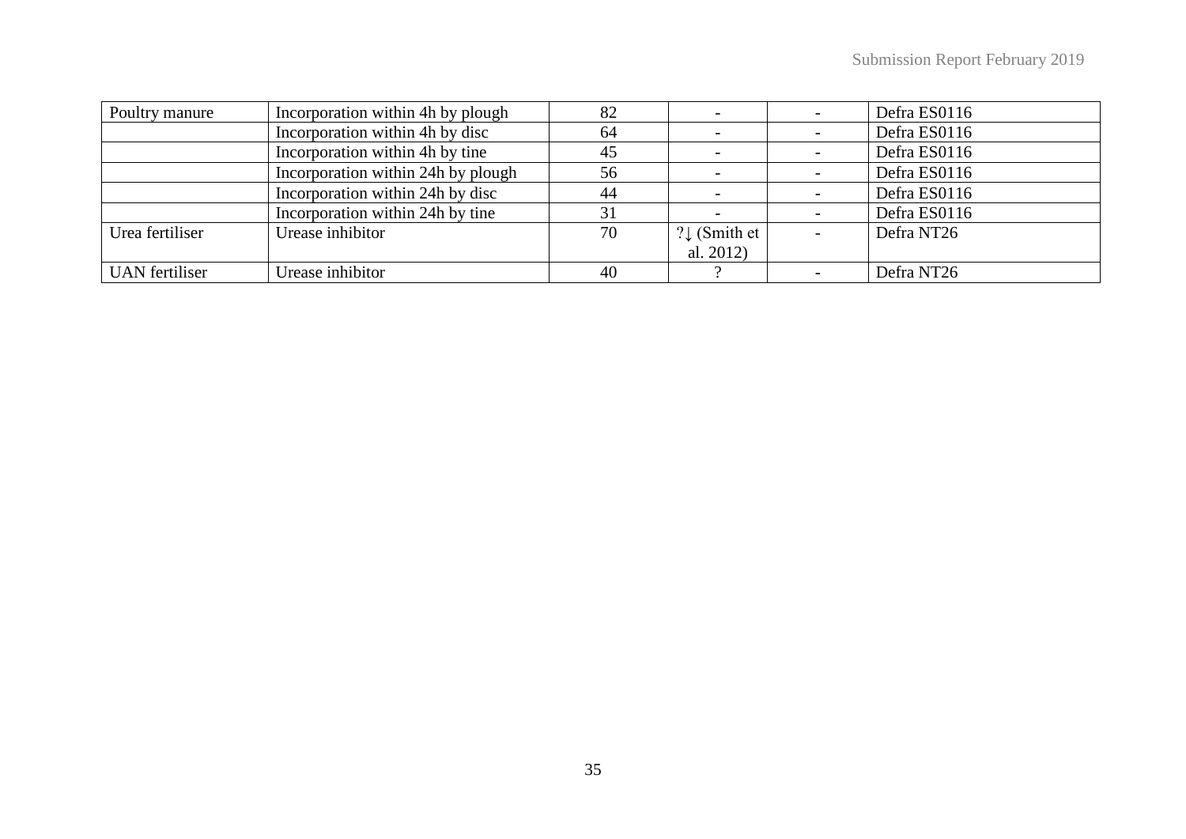| Poultry manure | Incorporation within 4h by plough | 82 | - | - | Defra ES0116 |
|---|---|---|---|---|---|
| | Incorporation within 4h by disc | 64 | - | - | Defra ES0116 |
| | Incorporation within 4h by tine | 45 | - | - | Defra ES0116 |
| | Incorporation within 24h by plough | 56 | - | - | Defra ES0116 |
| | Incorporation within 24h by disc | 44 | - | - | Defra ES0116 |
| | Incorporation within 24h by tine | 31 | - | - | Defra ES0116 |
| Urea fertiliser | Urease inhibitor | 70 | ?↓ (Smith et al. 2012) | - | Defra NT26 |
| UAN fertiliser | Urease inhibitor | 40 | ? | - | Defra NT26 |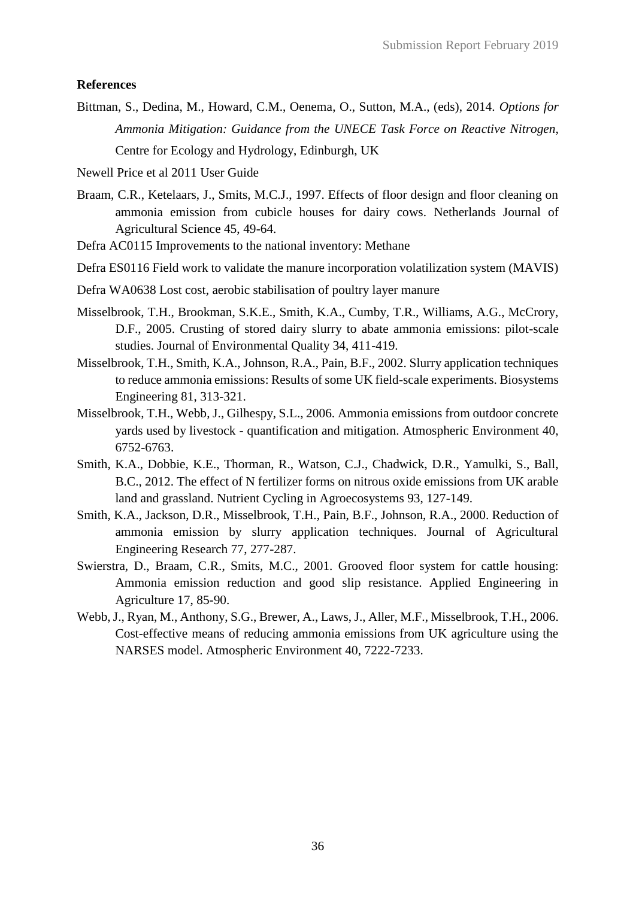**References**

Bittman, S., Dedina, M., Howard, C.M., Oenema, O., Sutton, M.A., (eds), 2014. *Options for Ammonia Mitigation: Guidance from the UNECE Task Force on Reactive Nitrogen*, Centre for Ecology and Hydrology, Edinburgh, UK

Newell Price et al 2011 User Guide

Braam, C.R., Ketelaars, J., Smits, M.C.J., 1997. Effects of floor design and floor cleaning on ammonia emission from cubicle houses for dairy cows. Netherlands Journal of Agricultural Science 45, 49-64.

Defra AC0115 Improvements to the national inventory: Methane

Defra ES0116 Field work to validate the manure incorporation volatilization system (MAVIS)

Defra WA0638 Lost cost, aerobic stabilisation of poultry layer manure

Misselbrook, T.H., Brookman, S.K.E., Smith, K.A., Cumby, T.R., Williams, A.G., McCrory, D.F., 2005. Crusting of stored dairy slurry to abate ammonia emissions: pilot-scale studies. Journal of Environmental Quality 34, 411-419.

Misselbrook, T.H., Smith, K.A., Johnson, R.A., Pain, B.F., 2002. Slurry application techniques to reduce ammonia emissions: Results of some UK field-scale experiments. Biosystems Engineering 81, 313-321.

Misselbrook, T.H., Webb, J., Gilhespy, S.L., 2006. Ammonia emissions from outdoor concrete yards used by livestock - quantification and mitigation. Atmospheric Environment 40, 6752-6763.

Smith, K.A., Dobbie, K.E., Thorman, R., Watson, C.J., Chadwick, D.R., Yamulki, S., Ball, B.C., 2012. The effect of N fertilizer forms on nitrous oxide emissions from UK arable land and grassland. Nutrient Cycling in Agroecosystems 93, 127-149.

Smith, K.A., Jackson, D.R., Misselbrook, T.H., Pain, B.F., Johnson, R.A., 2000. Reduction of ammonia emission by slurry application techniques. Journal of Agricultural Engineering Research 77, 277-287.

Swierstra, D., Braam, C.R., Smits, M.C., 2001. Grooved floor system for cattle housing: Ammonia emission reduction and good slip resistance. Applied Engineering in Agriculture 17, 85-90.

Webb, J., Ryan, M., Anthony, S.G., Brewer, A., Laws, J., Aller, M.F., Misselbrook, T.H., 2006. Cost-effective means of reducing ammonia emissions from UK agriculture using the NARSES model. Atmospheric Environment 40, 7222-7233.